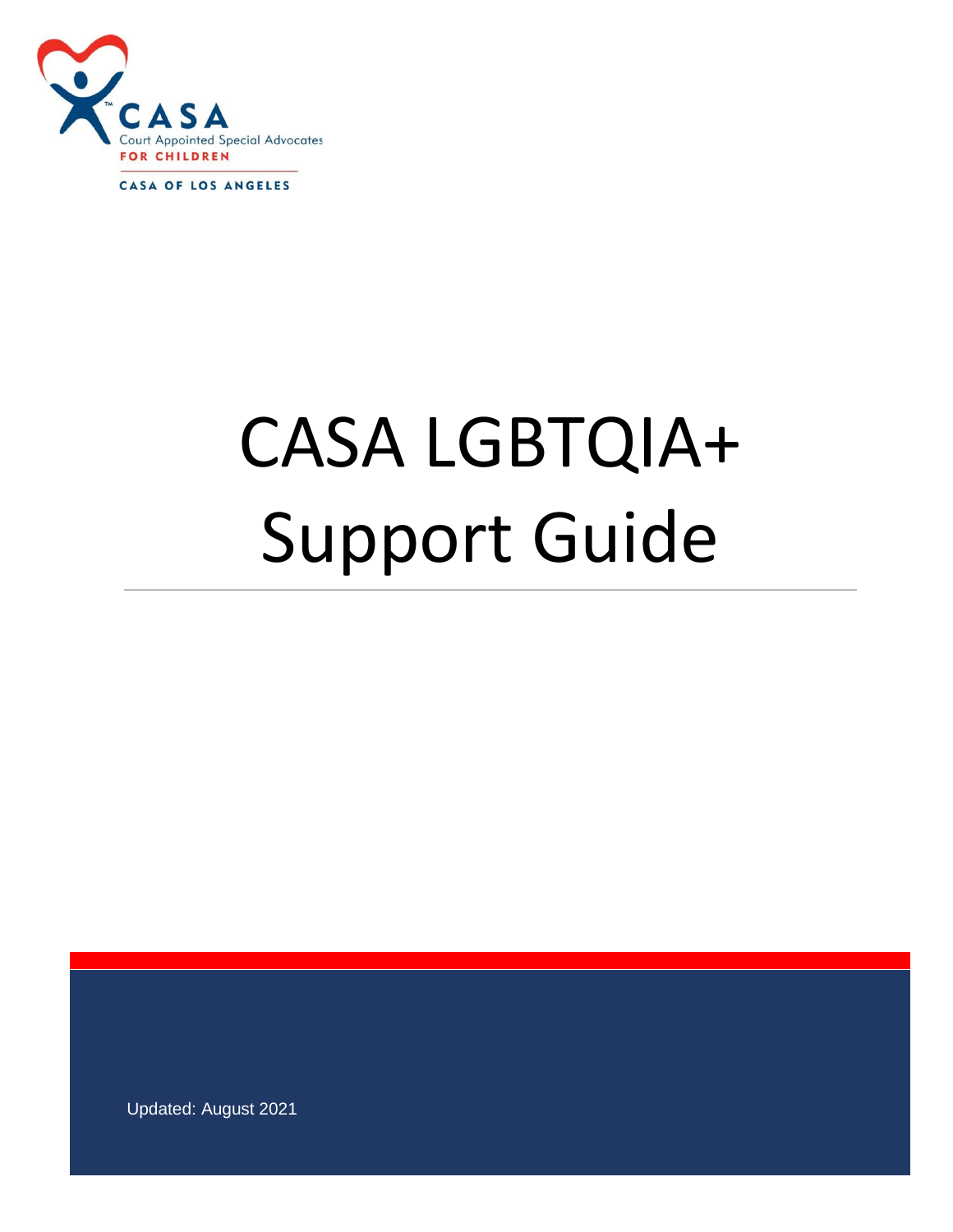CASA

Court Appointed Special Advocates

FOR CHILDREN

CASA OF LOS ANGELES

# CASA LGBTQIA+ Support Guide

Updated: August 2021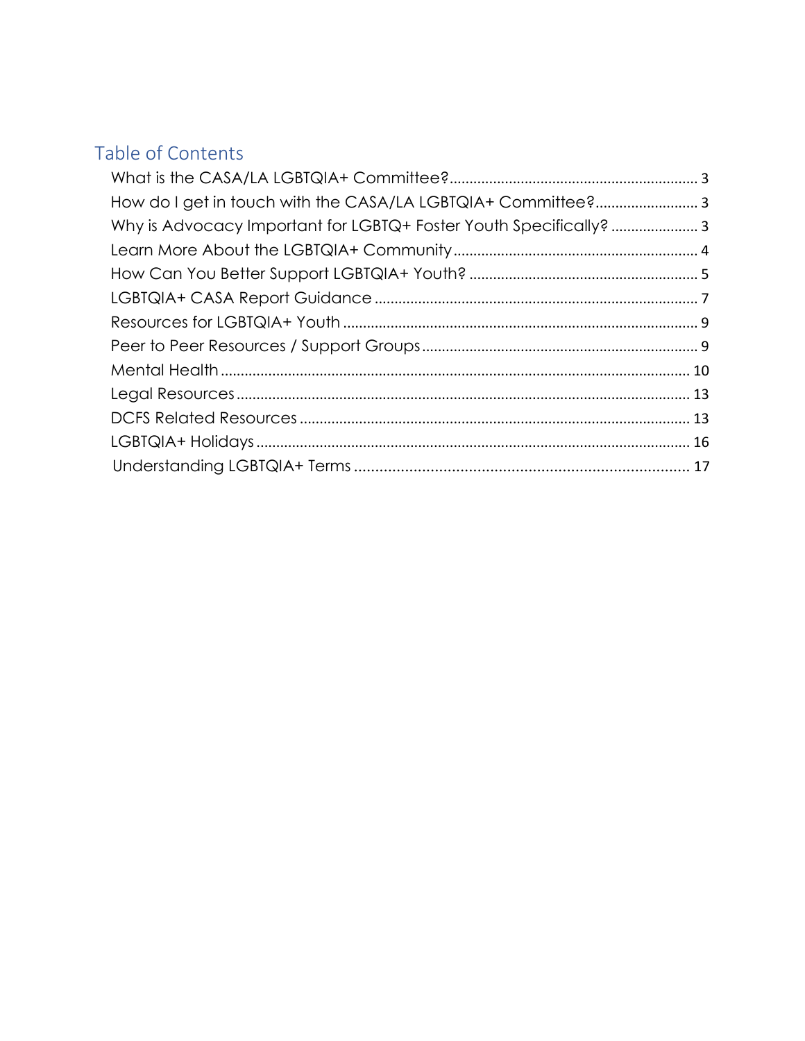## Table of Contents

What is the CASA/LA LGBTQIA+ Committee? ..... 3
How do I get in touch with the CASA/LA LGBTQIA+ Committee? ..... 3
Why is Advocacy Important for LGBTQ+ Foster Youth Specifically? ..... 3
Learn More About the LGBTQIA+ Community ..... 4
How Can You Better Support LGBTQIA+ Youth? ..... 5
LGBTQIA+ CASA Report Guidance ..... 7
Resources for LGBTQIA+ Youth ..... 9
Peer to Peer Resources / Support Groups ..... 9
Mental Health ..... 10
Legal Resources ..... 13
DCFS Related Resources ..... 13
LGBTQIA+ Holidays ..... 16
Understanding LGBTQIA+ Terms ..... 17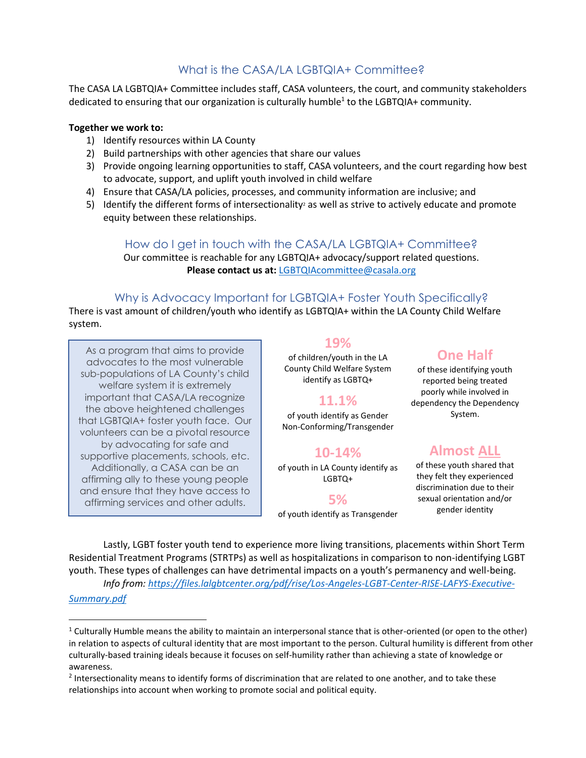## What is the CASA/LA LGBTQIA+ Committee?

The CASA LA LGBTQIA+ Committee includes staff, CASA volunteers, the court, and community stakeholders dedicated to ensuring that our organization is culturally humble[1] to the LGBTQIA+ community.

**Together we work to:**

1) Identify resources within LA County
2) Build partnerships with other agencies that share our values
3) Provide ongoing learning opportunities to staff, CASA volunteers, and the court regarding how best to advocate, support, and uplift youth involved in child welfare
4) Ensure that CASA/LA policies, processes, and community information are inclusive; and
5) Identify the different forms of intersectionality[2] as well as strive to actively educate and promote equity between these relationships.

## How do I get in touch with the CASA/LA LGBTQIA+ Committee?

Our committee is reachable for any LGBTQIA+ advocacy/support related questions.

**Please contact us at:** LGBTQIAcommittee@casala.org

## Why is Advocacy Important for LGBTQIA+ Foster Youth Specifically?

There is vast amount of children/youth who identify as LGBTQIA+ within the LA County Child Welfare system.

As a program that aims to provide advocates to the most vulnerable sub-populations of LA County's child welfare system it is extremely important that CASA/LA recognize the above heightened challenges that LGBTQIA+ foster youth face. Our volunteers can be a pivotal resource by advocating for safe and supportive placements, schools, etc. Additionally, a CASA can be an affirming ally to these young people and ensure that they have access to affirming services and other adults.

**19%** of children/youth in the LA County Child Welfare System identify as LGBTQ+

**11.1%** of youth identify as Gender Non-Conforming/Transgender

**10-14%** of youth in LA County identify as LGBTQ+

**5%** of youth identify as Transgender

**One Half** of these identifying youth reported being treated poorly while involved in dependency the Dependency System.

**Almost ALL** of these youth shared that they felt they experienced discrimination due to their sexual orientation and/or gender identity

Lastly, LGBT foster youth tend to experience more living transitions, placements within Short Term Residential Treatment Programs (STRTPs) as well as hospitalizations in comparison to non-identifying LGBT youth. These types of challenges can have detrimental impacts on a youth's permanency and well-being.

*Info from: https://files.lalgbtcenter.org/pdf/rise/Los-Angeles-LGBT-Center-RISE-LAFYS-Executive-Summary.pdf*

---

[1] Culturally Humble means the ability to maintain an interpersonal stance that is other-oriented (or open to the other) in relation to aspects of cultural identity that are most important to the person. Cultural humility is different from other culturally-based training ideals because it focuses on self-humility rather than achieving a state of knowledge or awareness.

[2] Intersectionality means to identify forms of discrimination that are related to one another, and to take these relationships into account when working to promote social and political equity.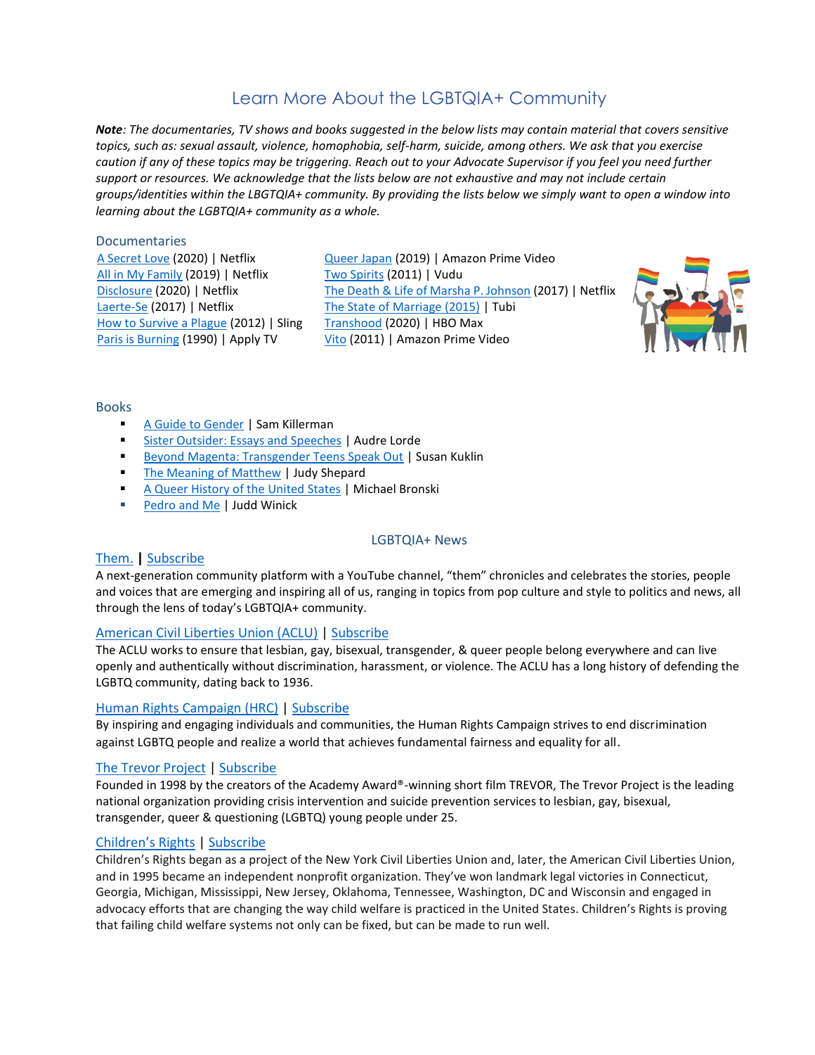# Learn More About the LGBTQIA+ Community

***Note**: The documentaries, TV shows and books suggested in the below lists may contain material that covers sensitive topics, such as: sexual assault, violence, homophobia, self-harm, suicide, among others. We ask that you exercise caution if any of these topics may be triggering. Reach out to your Advocate Supervisor if you feel you need further support or resources. We acknowledge that the lists below are not exhaustive and may not include certain groups/identities within the LBGTQIA+ community. By providing the lists below we simply want to open a window into learning about the LGBTQIA+ community as a whole.*

## Documentaries

A Secret Love (2020) | Netflix
All in My Family (2019) | Netflix
Disclosure (2020) | Netflix
Laerte-Se (2017) | Netflix
How to Survive a Plague (2012) | Sling
Paris is Burning (1990) | Apply TV
Queer Japan (2019) | Amazon Prime Video
Two Spirits (2011) | Vudu
The Death & Life of Marsha P. Johnson (2017) | Netflix
The State of Marriage (2015) | Tubi
Transhood (2020) | HBO Max
Vito (2011) | Amazon Prime Video

## Books

- A Guide to Gender | Sam Killerman
- Sister Outsider: Essays and Speeches | Audre Lorde
- Beyond Magenta: Transgender Teens Speak Out | Susan Kuklin
- The Meaning of Matthew | Judy Shepard
- A Queer History of the United States | Michael Bronski
- Pedro and Me | Judd Winick

## LGBTQIA+ News

**Them. | Subscribe**

A next-generation community platform with a YouTube channel, "them" chronicles and celebrates the stories, people and voices that are emerging and inspiring all of us, ranging in topics from pop culture and style to politics and news, all through the lens of today's LGBTQIA+ community.

**American Civil Liberties Union (ACLU) | Subscribe**

The ACLU works to ensure that lesbian, gay, bisexual, transgender, & queer people belong everywhere and can live openly and authentically without discrimination, harassment, or violence. The ACLU has a long history of defending the LGBTQ community, dating back to 1936.

**Human Rights Campaign (HRC) | Subscribe**

By inspiring and engaging individuals and communities, the Human Rights Campaign strives to end discrimination against LGBTQ people and realize a world that achieves fundamental fairness and equality for all.

**The Trevor Project | Subscribe**

Founded in 1998 by the creators of the Academy Award®-winning short film TREVOR, The Trevor Project is the leading national organization providing crisis intervention and suicide prevention services to lesbian, gay, bisexual, transgender, queer & questioning (LGBTQ) young people under 25.

**Children's Rights | Subscribe**

Children's Rights began as a project of the New York Civil Liberties Union and, later, the American Civil Liberties Union, and in 1995 became an independent nonprofit organization. They've won landmark legal victories in Connecticut, Georgia, Michigan, Mississippi, New Jersey, Oklahoma, Tennessee, Washington, DC and Wisconsin and engaged in advocacy efforts that are changing the way child welfare is practiced in the United States. Children's Rights is proving that failing child welfare systems not only can be fixed, but can be made to run well.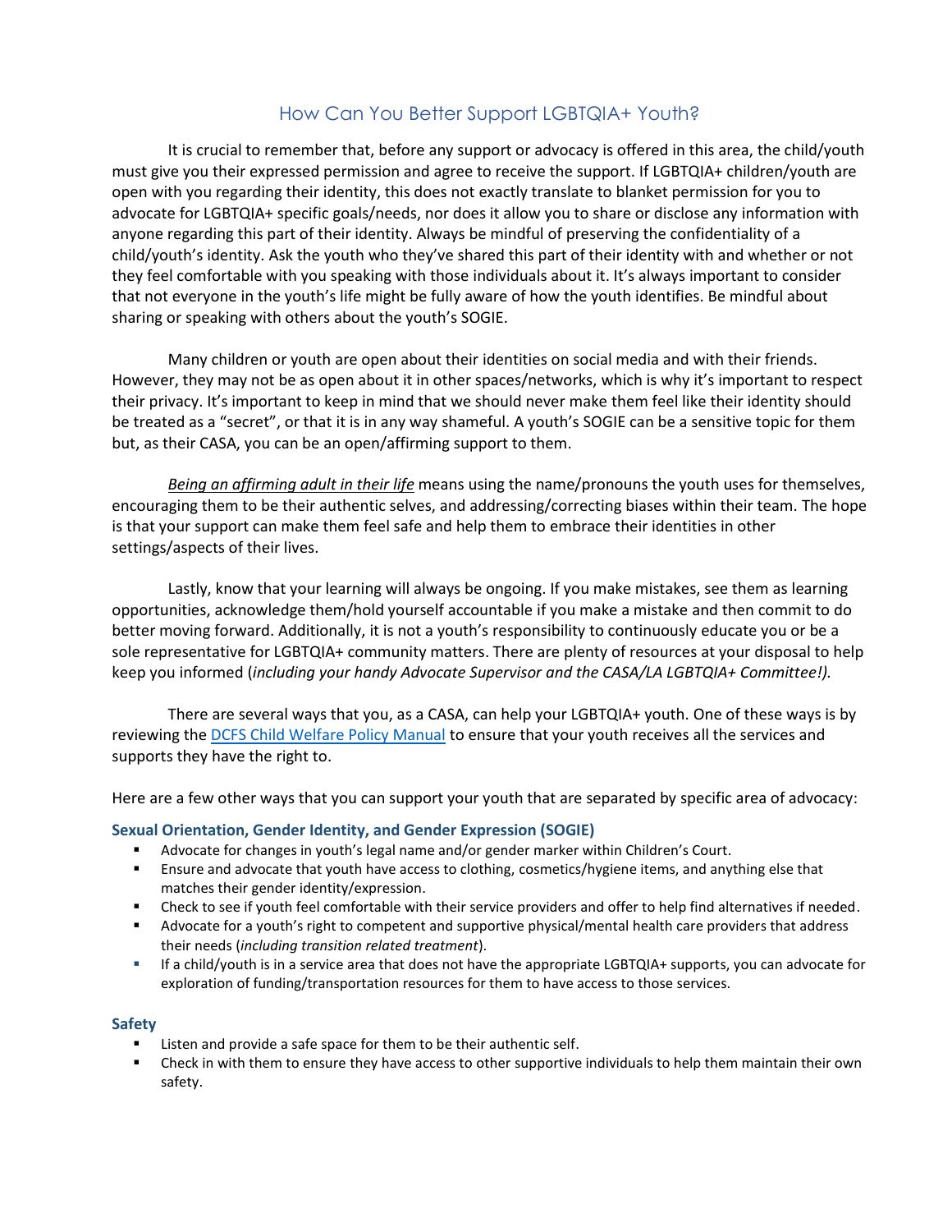## How Can You Better Support LGBTQIA+ Youth?

It is crucial to remember that, before any support or advocacy is offered in this area, the child/youth must give you their expressed permission and agree to receive the support. If LGBTQIA+ children/youth are open with you regarding their identity, this does not exactly translate to blanket permission for you to advocate for LGBTQIA+ specific goals/needs, nor does it allow you to share or disclose any information with anyone regarding this part of their identity. Always be mindful of preserving the confidentiality of a child/youth's identity. Ask the youth who they've shared this part of their identity with and whether or not they feel comfortable with you speaking with those individuals about it. It's always important to consider that not everyone in the youth's life might be fully aware of how the youth identifies. Be mindful about sharing or speaking with others about the youth's SOGIE.

Many children or youth are open about their identities on social media and with their friends. However, they may not be as open about it in other spaces/networks, which is why it's important to respect their privacy. It's important to keep in mind that we should never make them feel like their identity should be treated as a "secret", or that it is in any way shameful. A youth's SOGIE can be a sensitive topic for them but, as their CASA, you can be an open/affirming support to them.

<u>*Being an affirming adult in their life*</u> means using the name/pronouns the youth uses for themselves, encouraging them to be their authentic selves, and addressing/correcting biases within their team. The hope is that your support can make them feel safe and help them to embrace their identities in other settings/aspects of their lives.

Lastly, know that your learning will always be ongoing. If you make mistakes, see them as learning opportunities, acknowledge them/hold yourself accountable if you make a mistake and then commit to do better moving forward. Additionally, it is not a youth's responsibility to continuously educate you or be a sole representative for LGBTQIA+ community matters. There are plenty of resources at your disposal to help keep you informed (*including your handy Advocate Supervisor and the CASA/LA LGBTQIA+ Committee!).*

There are several ways that you, as a CASA, can help your LGBTQIA+ youth. One of these ways is by reviewing the DCFS Child Welfare Policy Manual to ensure that your youth receives all the services and supports they have the right to.

Here are a few other ways that you can support your youth that are separated by specific area of advocacy:

### Sexual Orientation, Gender Identity, and Gender Expression (SOGIE)

- Advocate for changes in youth's legal name and/or gender marker within Children's Court.
- Ensure and advocate that youth have access to clothing, cosmetics/hygiene items, and anything else that matches their gender identity/expression.
- Check to see if youth feel comfortable with their service providers and offer to help find alternatives if needed.
- Advocate for a youth's right to competent and supportive physical/mental health care providers that address their needs (*including transition related treatment*).
- If a child/youth is in a service area that does not have the appropriate LGBTQIA+ supports, you can advocate for exploration of funding/transportation resources for them to have access to those services.

### Safety

- Listen and provide a safe space for them to be their authentic self.
- Check in with them to ensure they have access to other supportive individuals to help them maintain their own safety.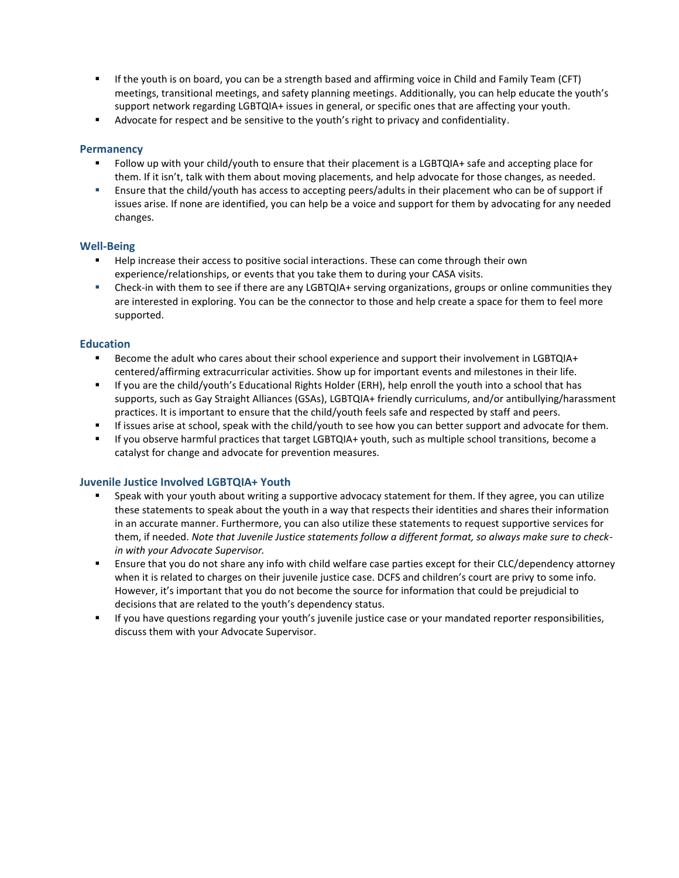- If the youth is on board, you can be a strength based and affirming voice in Child and Family Team (CFT) meetings, transitional meetings, and safety planning meetings. Additionally, you can help educate the youth's support network regarding LGBTQIA+ issues in general, or specific ones that are affecting your youth.
- Advocate for respect and be sensitive to the youth's right to privacy and confidentiality.

### Permanency

- Follow up with your child/youth to ensure that their placement is a LGBTQIA+ safe and accepting place for them. If it isn't, talk with them about moving placements, and help advocate for those changes, as needed.
- Ensure that the child/youth has access to accepting peers/adults in their placement who can be of support if issues arise. If none are identified, you can help be a voice and support for them by advocating for any needed changes.

### Well-Being

- Help increase their access to positive social interactions. These can come through their own experience/relationships, or events that you take them to during your CASA visits.
- Check-in with them to see if there are any LGBTQIA+ serving organizations, groups or online communities they are interested in exploring. You can be the connector to those and help create a space for them to feel more supported.

### Education

- Become the adult who cares about their school experience and support their involvement in LGBTQIA+ centered/affirming extracurricular activities. Show up for important events and milestones in their life.
- If you are the child/youth's Educational Rights Holder (ERH), help enroll the youth into a school that has supports, such as Gay Straight Alliances (GSAs), LGBTQIA+ friendly curriculums, and/or antibullying/harassment practices. It is important to ensure that the child/youth feels safe and respected by staff and peers.
- If issues arise at school, speak with the child/youth to see how you can better support and advocate for them.
- If you observe harmful practices that target LGBTQIA+ youth, such as multiple school transitions, become a catalyst for change and advocate for prevention measures.

### Juvenile Justice Involved LGBTQIA+ Youth

- Speak with your youth about writing a supportive advocacy statement for them. If they agree, you can utilize these statements to speak about the youth in a way that respects their identities and shares their information in an accurate manner. Furthermore, you can also utilize these statements to request supportive services for them, if needed. *Note that Juvenile Justice statements follow a different format, so always make sure to check-in with your Advocate Supervisor.*
- Ensure that you do not share any info with child welfare case parties except for their CLC/dependency attorney when it is related to charges on their juvenile justice case. DCFS and children's court are privy to some info. However, it's important that you do not become the source for information that could be prejudicial to decisions that are related to the youth's dependency status.
- If you have questions regarding your youth's juvenile justice case or your mandated reporter responsibilities, discuss them with your Advocate Supervisor.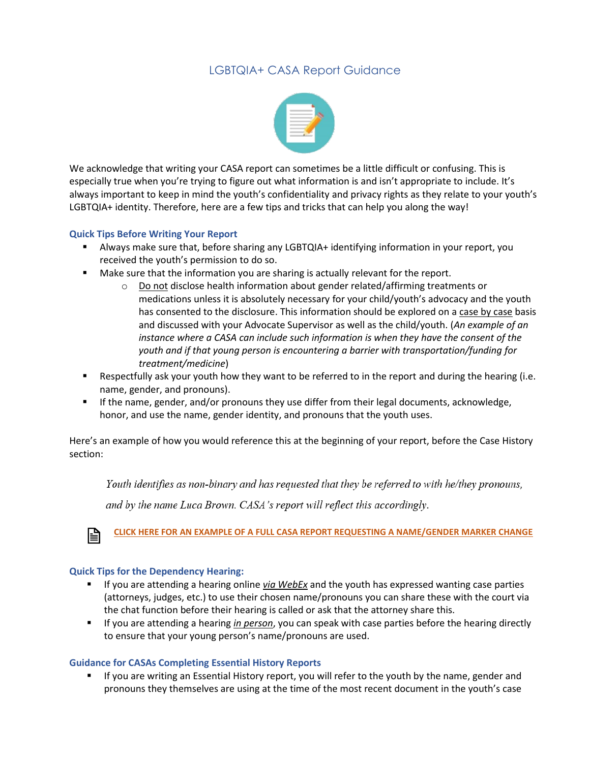# LGBTQIA+ CASA Report Guidance

We acknowledge that writing your CASA report can sometimes be a little difficult or confusing. This is especially true when you're trying to figure out what information is and isn't appropriate to include. It's always important to keep in mind the youth's confidentiality and privacy rights as they relate to your youth's LGBTQIA+ identity. Therefore, here are a few tips and tricks that can help you along the way!

### Quick Tips Before Writing Your Report

- Always make sure that, before sharing any LGBTQIA+ identifying information in your report, you received the youth's permission to do so.
- Make sure that the information you are sharing is actually relevant for the report.
  - Do not disclose health information about gender related/affirming treatments or medications unless it is absolutely necessary for your child/youth's advocacy and the youth has consented to the disclosure. This information should be explored on a case by case basis and discussed with your Advocate Supervisor as well as the child/youth. (*An example of an instance where a CASA can include such information is when they have the consent of the youth and if that young person is encountering a barrier with transportation/funding for treatment/medicine*)
- Respectfully ask your youth how they want to be referred to in the report and during the hearing (i.e. name, gender, and pronouns).
- If the name, gender, and/or pronouns they use differ from their legal documents, acknowledge, honor, and use the name, gender identity, and pronouns that the youth uses.

Here's an example of how you would reference this at the beginning of your report, before the Case History section:

> *Youth identifies as non-binary and has requested that they be referred to with he/they pronouns, and by the name Luca Brown. CASA's report will reflect this accordingly.*

**CLICK HERE FOR AN EXAMPLE OF A FULL CASA REPORT REQUESTING A NAME/GENDER MARKER CHANGE**

### Quick Tips for the Dependency Hearing:

- If you are attending a hearing online *via WebEx* and the youth has expressed wanting case parties (attorneys, judges, etc.) to use their chosen name/pronouns you can share these with the court via the chat function before their hearing is called or ask that the attorney share this.
- If you are attending a hearing *in person*, you can speak with case parties before the hearing directly to ensure that your young person's name/pronouns are used.

### Guidance for CASAs Completing Essential History Reports

- If you are writing an Essential History report, you will refer to the youth by the name, gender and pronouns they themselves are using at the time of the most recent document in the youth's case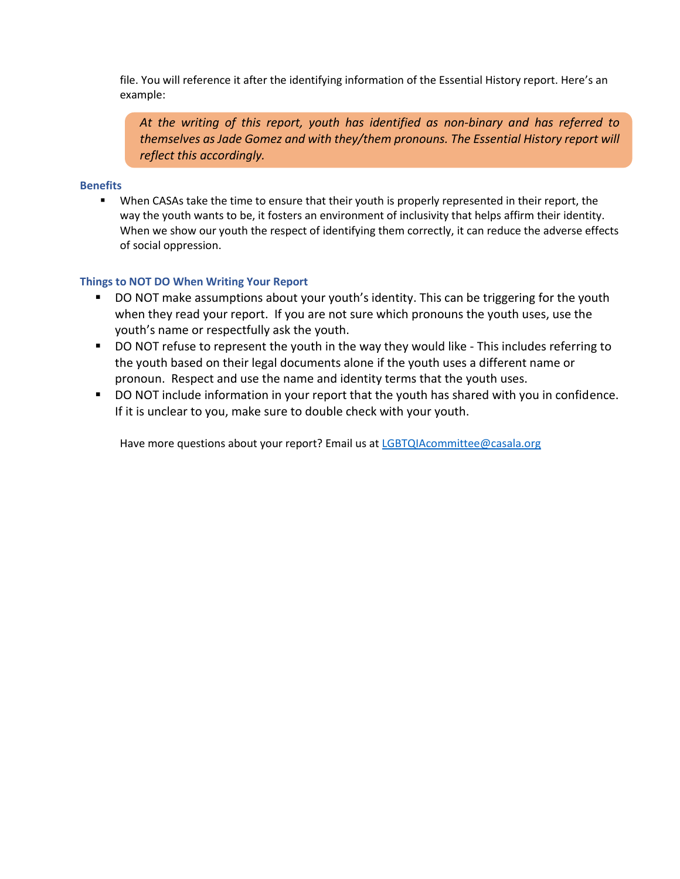file. You will reference it after the identifying information of the Essential History report. Here's an example:

> *At the writing of this report, youth has identified as non-binary and has referred to themselves as Jade Gomez and with they/them pronouns. The Essential History report will reflect this accordingly.*

### Benefits

- When CASAs take the time to ensure that their youth is properly represented in their report, the way the youth wants to be, it fosters an environment of inclusivity that helps affirm their identity. When we show our youth the respect of identifying them correctly, it can reduce the adverse effects of social oppression.

### Things to NOT DO When Writing Your Report

- DO NOT make assumptions about your youth's identity. This can be triggering for the youth when they read your report. If you are not sure which pronouns the youth uses, use the youth's name or respectfully ask the youth.
- DO NOT refuse to represent the youth in the way they would like - This includes referring to the youth based on their legal documents alone if the youth uses a different name or pronoun. Respect and use the name and identity terms that the youth uses.
- DO NOT include information in your report that the youth has shared with you in confidence. If it is unclear to you, make sure to double check with your youth.

Have more questions about your report? Email us at [LGBTQIAcommittee@casala.org](mailto:LGBTQIAcommittee@casala.org)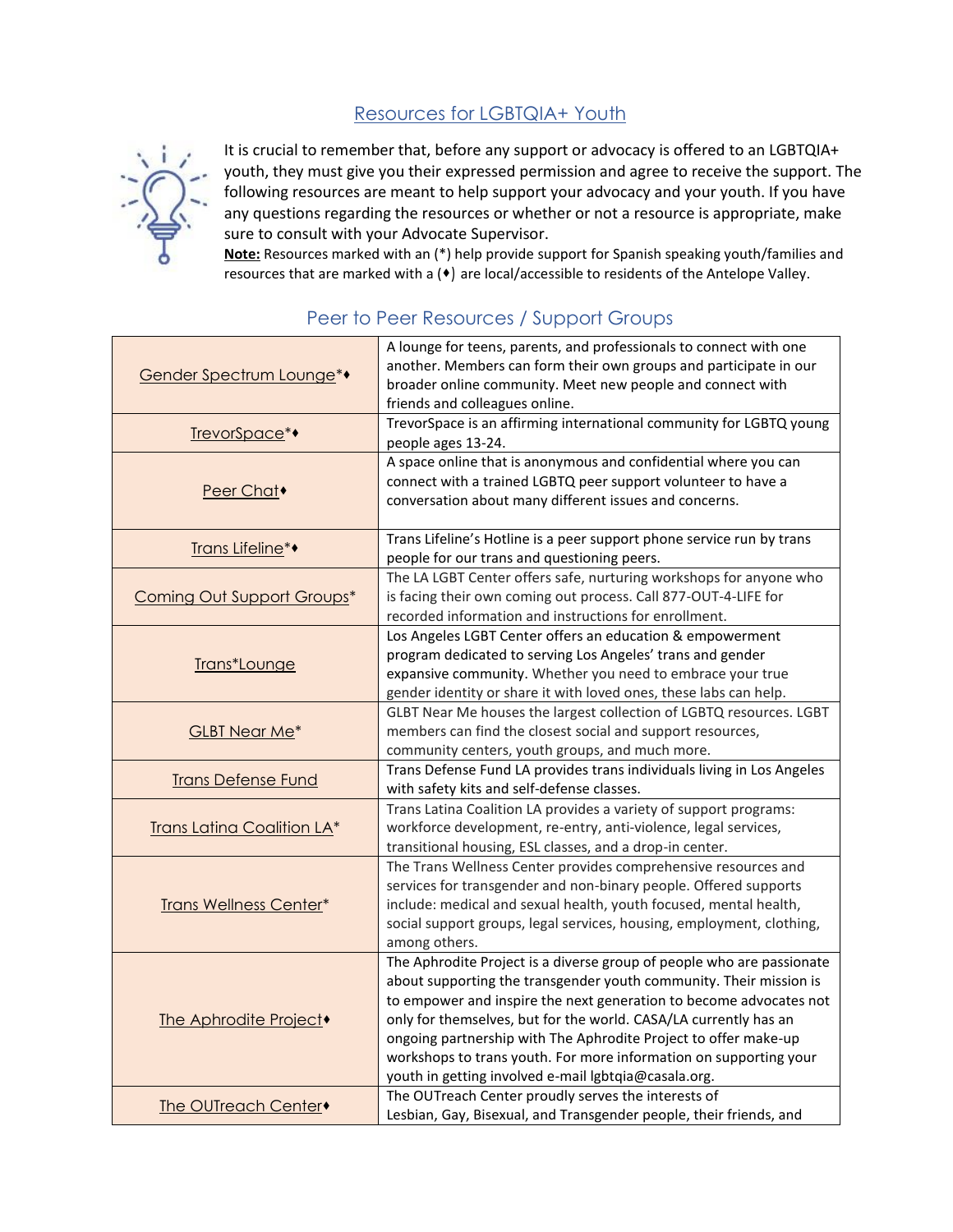## Resources for LGBTQIA+ Youth

It is crucial to remember that, before any support or advocacy is offered to an LGBTQIA+ youth, they must give you their expressed permission and agree to receive the support. The following resources are meant to help support your advocacy and your youth. If you have any questions regarding the resources or whether or not a resource is appropriate, make sure to consult with your Advocate Supervisor.

**Note:** Resources marked with an (*) help provide support for Spanish speaking youth/families and resources that are marked with a (♦) are local/accessible to residents of the Antelope Valley.

### Peer to Peer Resources / Support Groups

| Resource | Description |
|---|---|
| Gender Spectrum Lounge*♦ | A lounge for teens, parents, and professionals to connect with one another. Members can form their own groups and participate in our broader online community. Meet new people and connect with friends and colleagues online. |
| TrevorSpace*♦ | TrevorSpace is an affirming international community for LGBTQ young people ages 13-24. |
| Peer Chat♦ | A space online that is anonymous and confidential where you can connect with a trained LGBTQ peer support volunteer to have a conversation about many different issues and concerns. |
| Trans Lifeline*♦ | Trans Lifeline's Hotline is a peer support phone service run by trans people for our trans and questioning peers. |
| Coming Out Support Groups* | The LA LGBT Center offers safe, nurturing workshops for anyone who is facing their own coming out process. Call 877-OUT-4-LIFE for recorded information and instructions for enrollment. |
| Trans*Lounge | Los Angeles LGBT Center offers an education & empowerment program dedicated to serving Los Angeles' trans and gender expansive community. Whether you need to embrace your true gender identity or share it with loved ones, these labs can help. |
| GLBT Near Me* | GLBT Near Me houses the largest collection of LGBTQ resources. LGBT members can find the closest social and support resources, community centers, youth groups, and much more. |
| Trans Defense Fund | Trans Defense Fund LA provides trans individuals living in Los Angeles with safety kits and self-defense classes. |
| Trans Latina Coalition LA* | Trans Latina Coalition LA provides a variety of support programs: workforce development, re-entry, anti-violence, legal services, transitional housing, ESL classes, and a drop-in center. |
| Trans Wellness Center* | The Trans Wellness Center provides comprehensive resources and services for transgender and non-binary people. Offered supports include: medical and sexual health, youth focused, mental health, social support groups, legal services, housing, employment, clothing, among others. |
| The Aphrodite Project♦ | The Aphrodite Project is a diverse group of people who are passionate about supporting the transgender youth community. Their mission is to empower and inspire the next generation to become advocates not only for themselves, but for the world. CASA/LA currently has an ongoing partnership with The Aphrodite Project to offer make-up workshops to trans youth. For more information on supporting your youth in getting involved e-mail lgbtqia@casala.org. |
| The OUTreach Center♦ | The OUTreach Center proudly serves the interests of Lesbian, Gay, Bisexual, and Transgender people, their friends, and |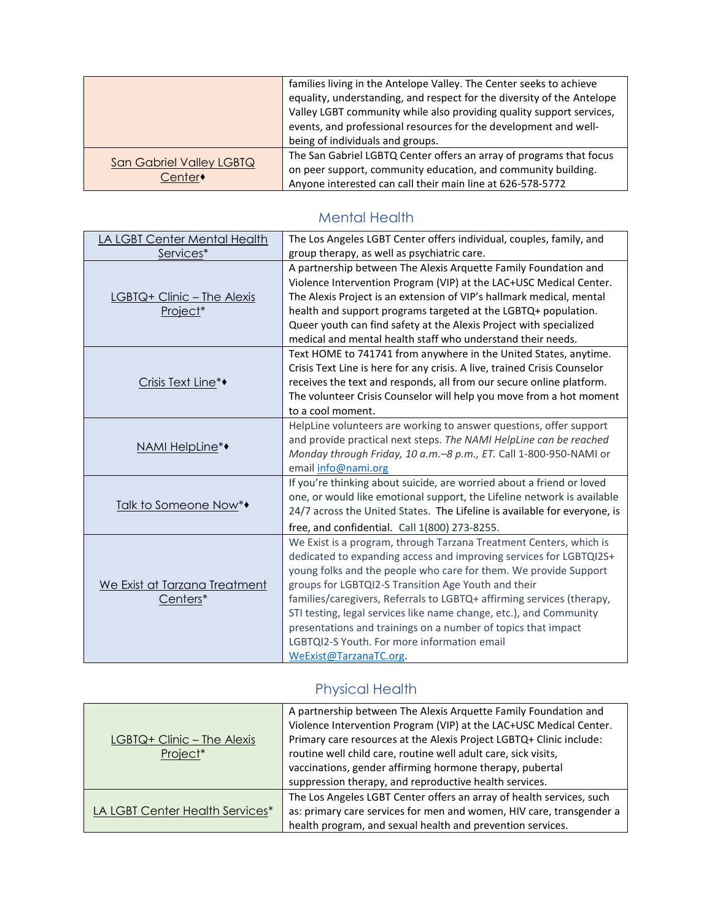|  |  |
|---|---|
|  | families living in the Antelope Valley. The Center seeks to achieve equality, understanding, and respect for the diversity of the Antelope Valley LGBT community while also providing quality support services, events, and professional resources for the development and well-being of individuals and groups. |
| San Gabriel Valley LGBTQ Center♦ | The San Gabriel LGBTQ Center offers an array of programs that focus on peer support, community education, and community building. Anyone interested can call their main line at 626-578-5772 |

## Mental Health

|  |  |
|---|---|
| LA LGBT Center Mental Health Services* | The Los Angeles LGBT Center offers individual, couples, family, and group therapy, as well as psychiatric care. |
| LGBTQ+ Clinic – The Alexis Project* | A partnership between The Alexis Arquette Family Foundation and Violence Intervention Program (VIP) at the LAC+USC Medical Center. The Alexis Project is an extension of VIP's hallmark medical, mental health and support programs targeted at the LGBTQ+ population. Queer youth can find safety at the Alexis Project with specialized medical and mental health staff who understand their needs. |
| Crisis Text Line*♦ | Text HOME to 741741 from anywhere in the United States, anytime. Crisis Text Line is here for any crisis. A live, trained Crisis Counselor receives the text and responds, all from our secure online platform. The volunteer Crisis Counselor will help you move from a hot moment to a cool moment. |
| NAMI HelpLine*♦ | HelpLine volunteers are working to answer questions, offer support and provide practical next steps. *The NAMI HelpLine can be reached Monday through Friday, 10 a.m.–8 p.m., ET.* Call 1-800-950-NAMI or email info@nami.org |
| Talk to Someone Now*♦ | If you're thinking about suicide, are worried about a friend or loved one, or would like emotional support, the Lifeline network is available 24/7 across the United States. The Lifeline is available for everyone, is free, and confidential. Call 1(800) 273-8255. |
| We Exist at Tarzana Treatment Centers* | We Exist is a program, through Tarzana Treatment Centers, which is dedicated to expanding access and improving services for LGBTQI2S+ young folks and the people who care for them. We provide Support groups for LGBTQI2-S Transition Age Youth and their families/caregivers, Referrals to LGBTQ+ affirming services (therapy, STI testing, legal services like name change, etc.), and Community presentations and trainings on a number of topics that impact LGBTQI2-S Youth. For more information email WeExist@TarzanaTC.org. |

## Physical Health

|  |  |
|---|---|
| LGBTQ+ Clinic – The Alexis Project* | A partnership between The Alexis Arquette Family Foundation and Violence Intervention Program (VIP) at the LAC+USC Medical Center. Primary care resources at the Alexis Project LGBTQ+ Clinic include: routine well child care, routine well adult care, sick visits, vaccinations, gender affirming hormone therapy, pubertal suppression therapy, and reproductive health services. |
| LA LGBT Center Health Services* | The Los Angeles LGBT Center offers an array of health services, such as: primary care services for men and women, HIV care, transgender a health program, and sexual health and prevention services. |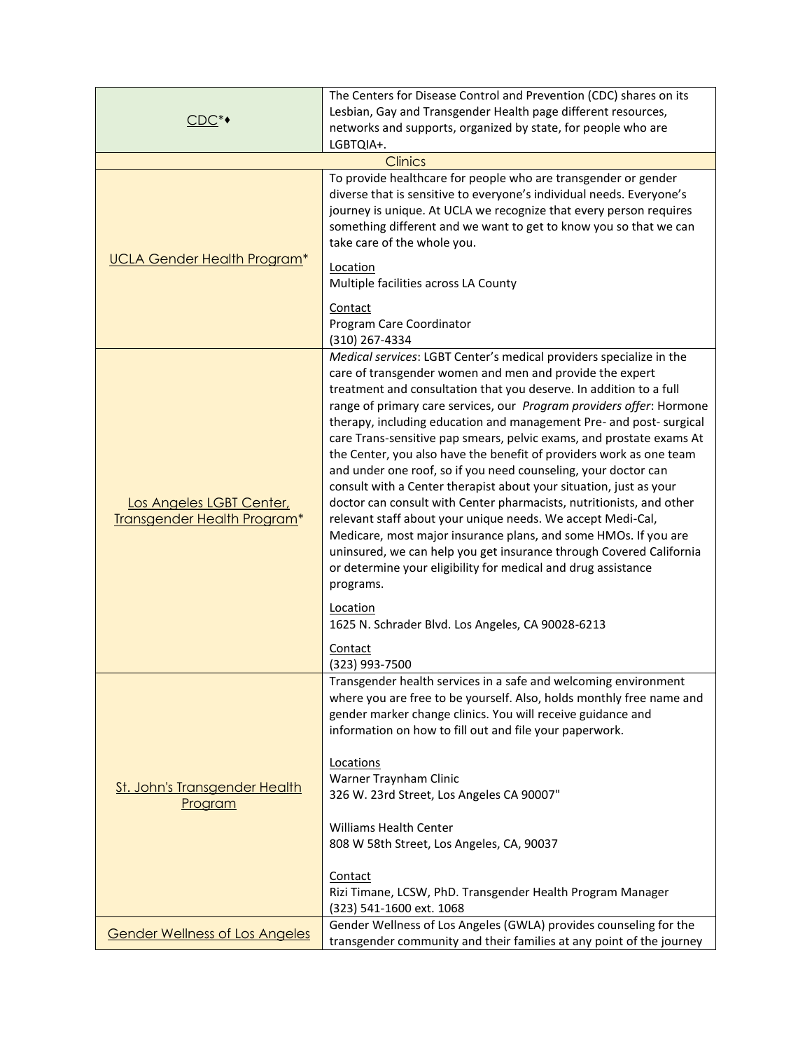| | |
|---|---|
| CDC*♦ | The Centers for Disease Control and Prevention (CDC) shares on its Lesbian, Gay and Transgender Health page different resources, networks and supports, organized by state, for people who are LGBTQIA+. |
| **Clinics** | |
| UCLA Gender Health Program* | To provide healthcare for people who are transgender or gender diverse that is sensitive to everyone's individual needs. Everyone's journey is unique. At UCLA we recognize that every person requires something different and we want to get to know you so that we can take care of the whole you.<br><br>Location<br>Multiple facilities across LA County<br><br>Contact<br>Program Care Coordinator<br>(310) 267-4334 |
| Los Angeles LGBT Center, Transgender Health Program* | *Medical services*: LGBT Center's medical providers specialize in the care of transgender women and men and provide the expert treatment and consultation that you deserve. In addition to a full range of primary care services, our *Program providers offer*: Hormone therapy, including education and management Pre- and post- surgical care Trans-sensitive pap smears, pelvic exams, and prostate exams At the Center, you also have the benefit of providers work as one team and under one roof, so if you need counseling, your doctor can consult with a Center therapist about your situation, just as your doctor can consult with Center pharmacists, nutritionists, and other relevant staff about your unique needs. We accept Medi-Cal, Medicare, most major insurance plans, and some HMOs. If you are uninsured, we can help you get insurance through Covered California or determine your eligibility for medical and drug assistance programs.<br><br>Location<br>1625 N. Schrader Blvd. Los Angeles, CA 90028-6213<br><br>Contact<br>(323) 993-7500 |
| St. John's Transgender Health Program | Transgender health services in a safe and welcoming environment where you are free to be yourself. Also, holds monthly free name and gender marker change clinics. You will receive guidance and information on how to fill out and file your paperwork.<br><br>Locations<br>Warner Traynham Clinic<br>326 W. 23rd Street, Los Angeles CA 90007"<br><br>Williams Health Center<br>808 W 58th Street, Los Angeles, CA, 90037<br><br>Contact<br>Rizi Timane, LCSW, PhD. Transgender Health Program Manager<br>(323) 541-1600 ext. 1068 |
| Gender Wellness of Los Angeles | Gender Wellness of Los Angeles (GWLA) provides counseling for the transgender community and their families at any point of the journey |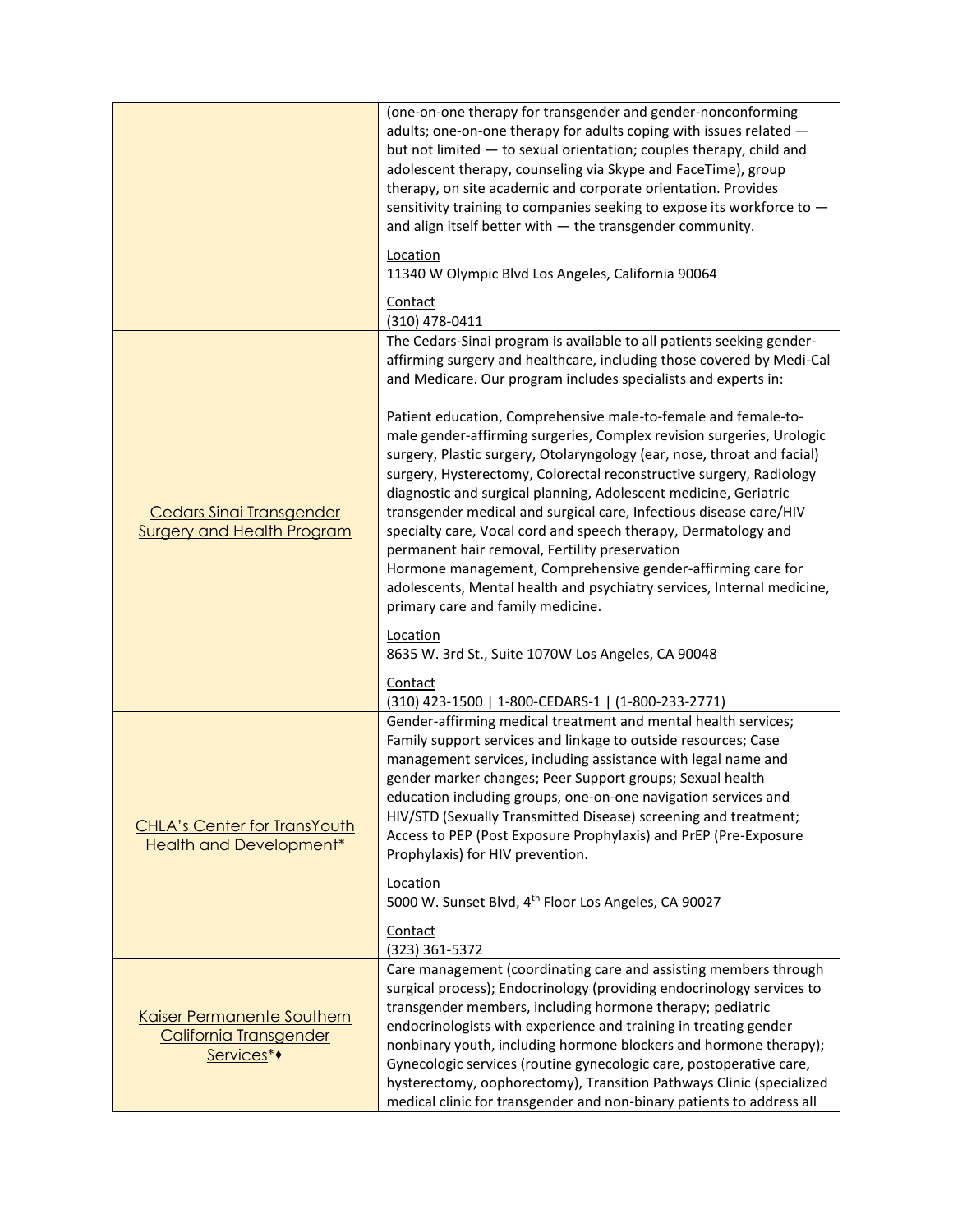| | |
|---|---|
| | (one-on-one therapy for transgender and gender-nonconforming adults; one-on-one therapy for adults coping with issues related — but not limited — to sexual orientation; couples therapy, child and adolescent therapy, counseling via Skype and FaceTime), group therapy, on site academic and corporate orientation. Provides sensitivity training to companies seeking to expose its workforce to — and align itself better with — the transgender community.<br><br>Location<br>11340 W Olympic Blvd Los Angeles, California 90064<br><br>Contact<br>(310) 478-0411 |
| Cedars Sinai Transgender Surgery and Health Program | The Cedars-Sinai program is available to all patients seeking gender-affirming surgery and healthcare, including those covered by Medi-Cal and Medicare. Our program includes specialists and experts in:<br><br>Patient education, Comprehensive male-to-female and female-to-male gender-affirming surgeries, Complex revision surgeries, Urologic surgery, Plastic surgery, Otolaryngology (ear, nose, throat and facial) surgery, Hysterectomy, Colorectal reconstructive surgery, Radiology diagnostic and surgical planning, Adolescent medicine, Geriatric transgender medical and surgical care, Infectious disease care/HIV specialty care, Vocal cord and speech therapy, Dermatology and permanent hair removal, Fertility preservation<br>Hormone management, Comprehensive gender-affirming care for adolescents, Mental health and psychiatry services, Internal medicine, primary care and family medicine.<br><br>Location<br>8635 W. 3rd St., Suite 1070W Los Angeles, CA 90048<br><br>Contact<br>(310) 423-1500 \| 1-800-CEDARS-1 \| (1-800-233-2771) |
| CHLA's Center for TransYouth Health and Development* | Gender-affirming medical treatment and mental health services; Family support services and linkage to outside resources; Case management services, including assistance with legal name and gender marker changes; Peer Support groups; Sexual health education including groups, one-on-one navigation services and HIV/STD (Sexually Transmitted Disease) screening and treatment; Access to PEP (Post Exposure Prophylaxis) and PrEP (Pre-Exposure Prophylaxis) for HIV prevention.<br><br>Location<br>5000 W. Sunset Blvd, 4th Floor Los Angeles, CA 90027<br><br>Contact<br>(323) 361-5372 |
| Kaiser Permanente Southern California Transgender Services*♦ | Care management (coordinating care and assisting members through surgical process); Endocrinology (providing endocrinology services to transgender members, including hormone therapy; pediatric endocrinologists with experience and training in treating gender nonbinary youth, including hormone blockers and hormone therapy); Gynecologic services (routine gynecologic care, postoperative care, hysterectomy, oophorectomy), Transition Pathways Clinic (specialized medical clinic for transgender and non-binary patients to address all |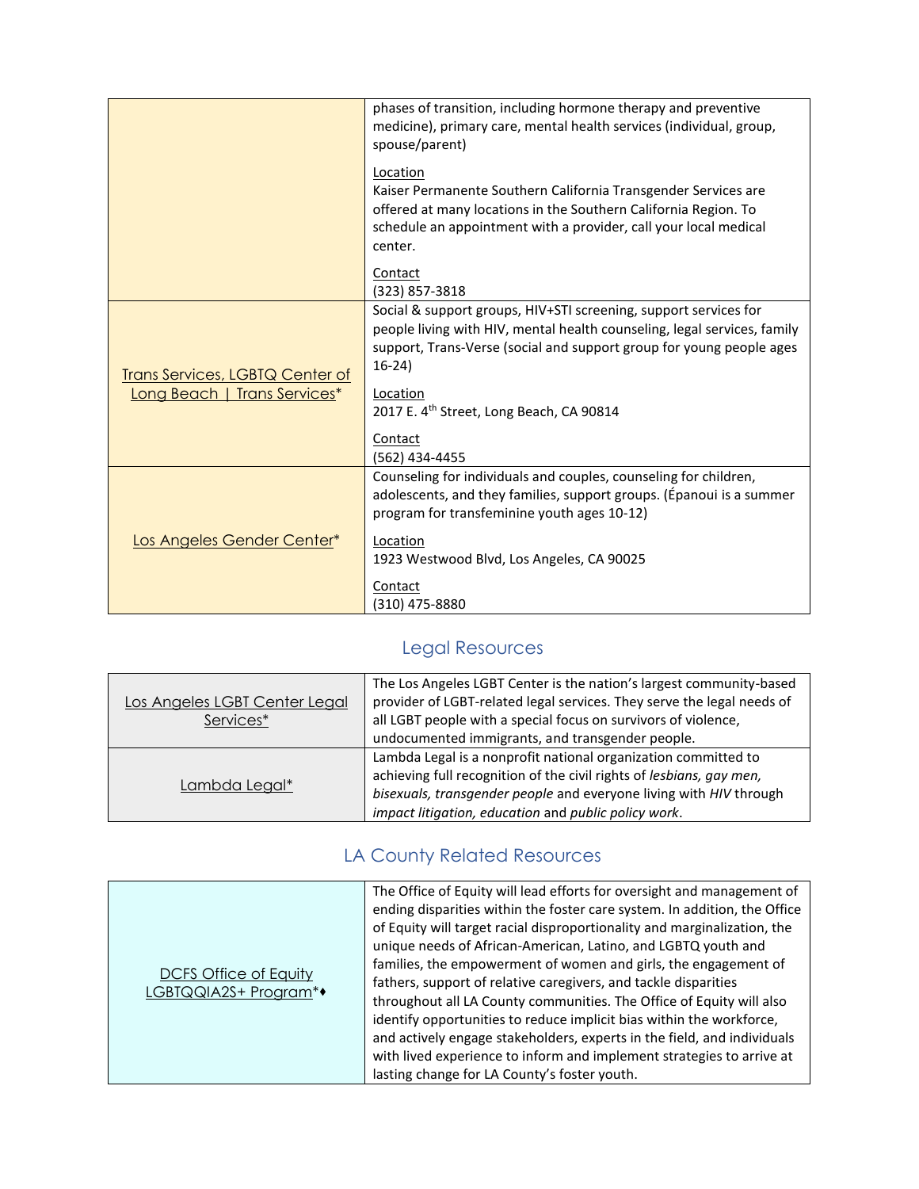| | |
|---|---|
| | phases of transition, including hormone therapy and preventive medicine), primary care, mental health services (individual, group, spouse/parent)<br><br>Location<br>Kaiser Permanente Southern California Transgender Services are offered at many locations in the Southern California Region. To schedule an appointment with a provider, call your local medical center.<br><br>Contact<br>(323) 857-3818 |
| Trans Services, LGBTQ Center of Long Beach \| Trans Services* | Social & support groups, HIV+STI screening, support services for people living with HIV, mental health counseling, legal services, family support, Trans-Verse (social and support group for young people ages 16-24)<br><br>Location<br>2017 E. 4th Street, Long Beach, CA 90814<br><br>Contact<br>(562) 434-4455 |
| Los Angeles Gender Center* | Counseling for individuals and couples, counseling for children, adolescents, and they families, support groups. (Épanoui is a summer program for transfeminine youth ages 10-12)<br><br>Location<br>1923 Westwood Blvd, Los Angeles, CA 90025<br><br>Contact<br>(310) 475-8880 |

## Legal Resources

| | |
|---|---|
| Los Angeles LGBT Center Legal Services* | The Los Angeles LGBT Center is the nation's largest community-based provider of LGBT-related legal services. They serve the legal needs of all LGBT people with a special focus on survivors of violence, undocumented immigrants, and transgender people. |
| Lambda Legal* | Lambda Legal is a nonprofit national organization committed to achieving full recognition of the civil rights of *lesbians, gay men, bisexuals, transgender people* and everyone living with *HIV* through *impact litigation, education* and *public policy work*. |

## LA County Related Resources

| | |
|---|---|
| DCFS Office of Equity LGBTQQIA2S+ Program*♦ | The Office of Equity will lead efforts for oversight and management of ending disparities within the foster care system. In addition, the Office of Equity will target racial disproportionality and marginalization, the unique needs of African-American, Latino, and LGBTQ youth and families, the empowerment of women and girls, the engagement of fathers, support of relative caregivers, and tackle disparities throughout all LA County communities. The Office of Equity will also identify opportunities to reduce implicit bias within the workforce, and actively engage stakeholders, experts in the field, and individuals with lived experience to inform and implement strategies to arrive at lasting change for LA County's foster youth. |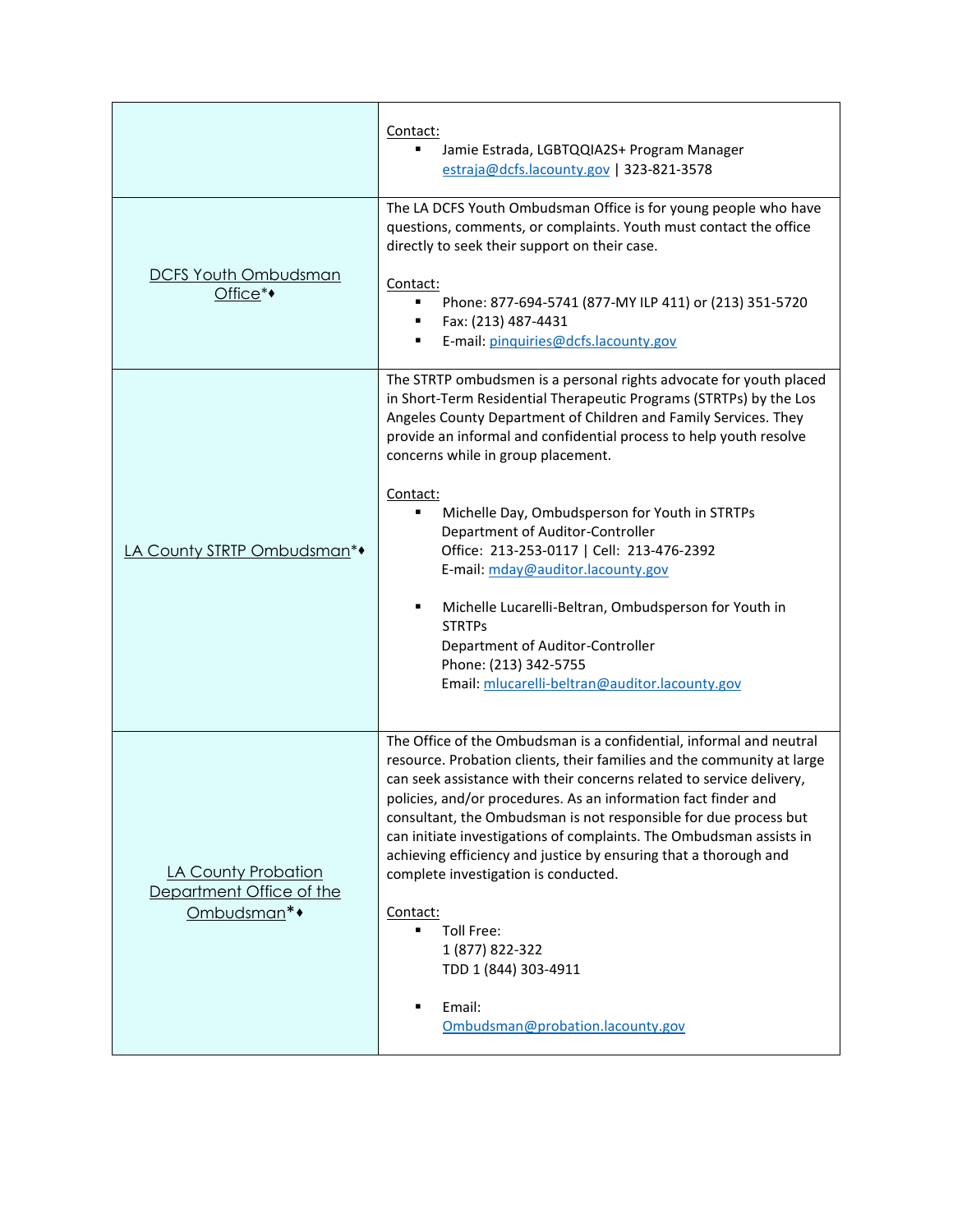| | |
|---|---|
| | Contact:<br>▪ Jamie Estrada, LGBTQQIA2S+ Program Manager estraja@dcfs.lacounty.gov \| 323-821-3578 |
| DCFS Youth Ombudsman Office*♦ | The LA DCFS Youth Ombudsman Office is for young people who have questions, comments, or complaints. Youth must contact the office directly to seek their support on their case.<br><br>Contact:<br>▪ Phone: 877-694-5741 (877-MY ILP 411) or (213) 351-5720<br>▪ Fax: (213) 487-4431<br>▪ E-mail: pinquiries@dcfs.lacounty.gov |
| LA County STRTP Ombudsman*♦ | The STRTP ombudsmen is a personal rights advocate for youth placed in Short-Term Residential Therapeutic Programs (STRTPs) by the Los Angeles County Department of Children and Family Services. They provide an informal and confidential process to help youth resolve concerns while in group placement.<br><br>Contact:<br>▪ Michelle Day, Ombudsperson for Youth in STRTPs<br>Department of Auditor-Controller<br>Office: 213-253-0117 \| Cell: 213-476-2392<br>E-mail: mday@auditor.lacounty.gov<br><br>▪ Michelle Lucarelli-Beltran, Ombudsperson for Youth in STRTPs<br>Department of Auditor-Controller<br>Phone: (213) 342-5755<br>Email: mlucarelli-beltran@auditor.lacounty.gov |
| LA County Probation Department Office of the Ombudsman*♦ | The Office of the Ombudsman is a confidential, informal and neutral resource. Probation clients, their families and the community at large can seek assistance with their concerns related to service delivery, policies, and/or procedures. As an information fact finder and consultant, the Ombudsman is not responsible for due process but can initiate investigations of complaints. The Ombudsman assists in achieving efficiency and justice by ensuring that a thorough and complete investigation is conducted.<br><br>Contact:<br>▪ Toll Free:<br>1 (877) 822-322<br>TDD 1 (844) 303-4911<br><br>▪ Email:<br>Ombudsman@probation.lacounty.gov |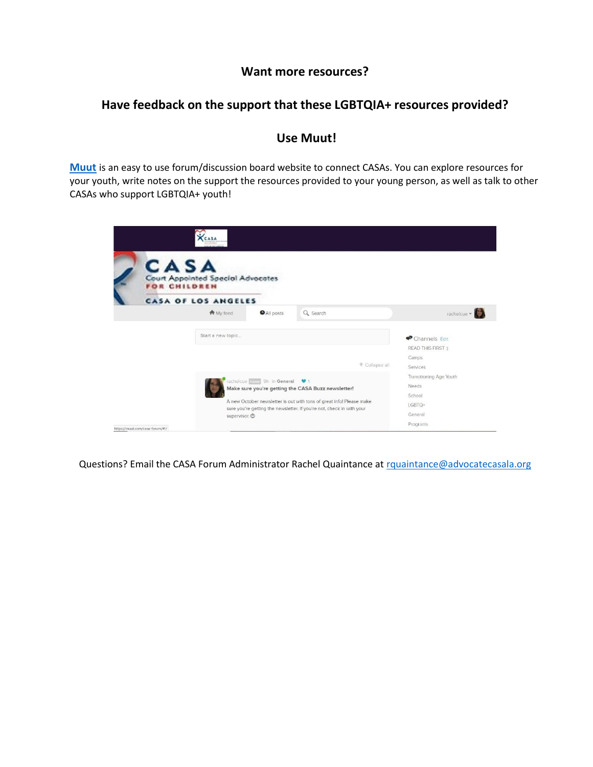**Want more resources?**

**Have feedback on the support that these LGBTQIA+ resources provided?**

**Use Muut!**

**Muut** is an easy to use forum/discussion board website to connect CASAs. You can explore resources for your youth, write notes on the support the resources provided to your young person, as well as talk to other CASAs who support LGBTQIA+ youth!

Questions? Email the CASA Forum Administrator Rachel Quaintance at rquaintance@advocatecasala.org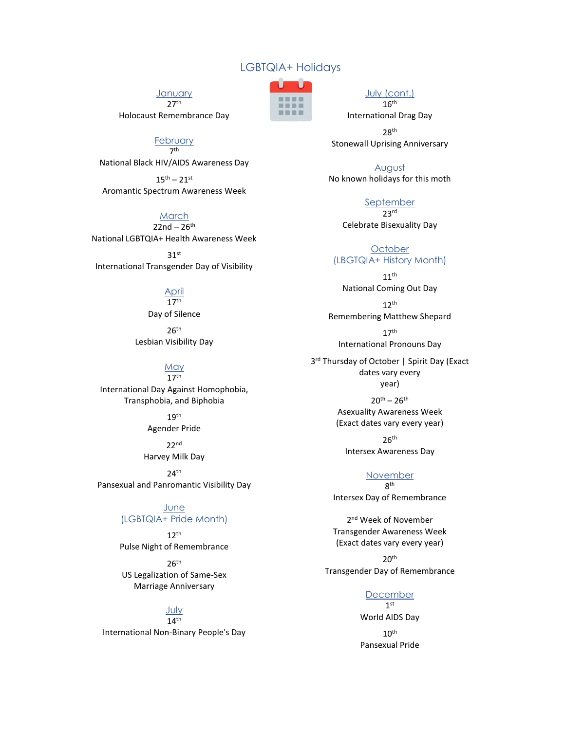# LGBTQIA+ Holidays

## January

27th
Holocaust Remembrance Day

## February

7th
National Black HIV/AIDS Awareness Day

15th – 21st
Aromantic Spectrum Awareness Week

## March

22nd – 26th
National LGBTQIA+ Health Awareness Week

31st
International Transgender Day of Visibility

## April

17th
Day of Silence

26th
Lesbian Visibility Day

## May

17th
International Day Against Homophobia, Transphobia, and Biphobia

19th
Agender Pride

22nd
Harvey Milk Day

24th
Pansexual and Panromantic Visibility Day

## June
## (LGBTQIA+ Pride Month)

12th
Pulse Night of Remembrance

26th
US Legalization of Same-Sex Marriage Anniversary

## July

14th
International Non-Binary People's Day

## July (cont.)

16th
International Drag Day

28th
Stonewall Uprising Anniversary

## August

No known holidays for this moth

## September

23rd
Celebrate Bisexuality Day

## October
## (LBGTQIA+ History Month)

11th
National Coming Out Day

12th
Remembering Matthew Shepard

17th
International Pronouns Day

3rd Thursday of October | Spirit Day (Exact dates vary every year)

20th – 26th
Asexuality Awareness Week (Exact dates vary every year)

26th
Intersex Awareness Day

## November

8th
Intersex Day of Remembrance

2nd Week of November
Transgender Awareness Week (Exact dates vary every year)

20th
Transgender Day of Remembrance

## December

1st
World AIDS Day

10th
Pansexual Pride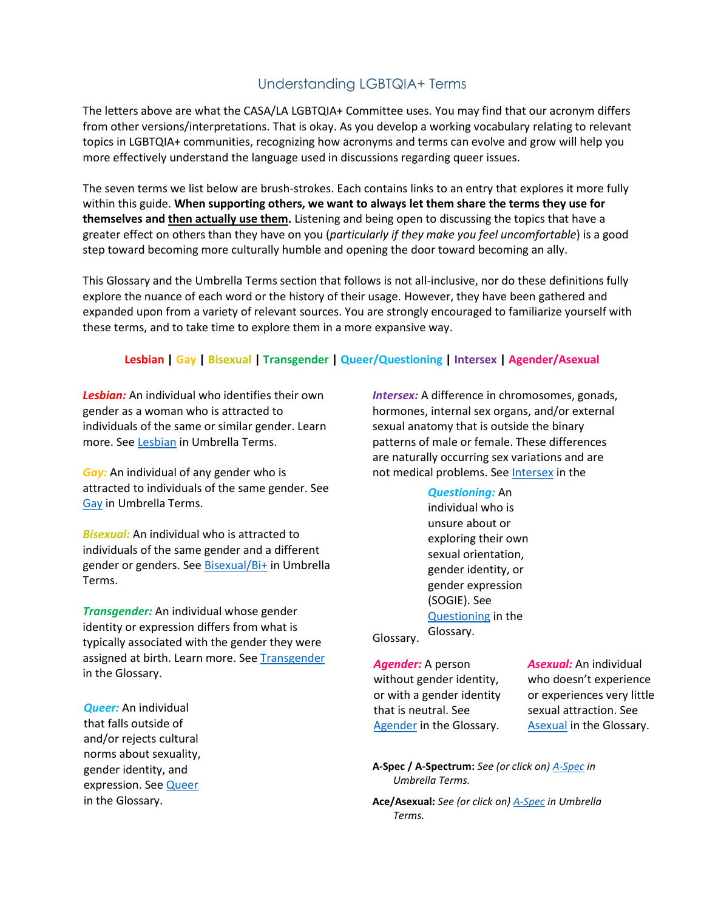# Understanding LGBTQIA+ Terms

The letters above are what the CASA/LA LGBTQIA+ Committee uses. You may find that our acronym differs from other versions/interpretations. That is okay. As you develop a working vocabulary relating to relevant topics in LGBTQIA+ communities, recognizing how acronyms and terms can evolve and grow will help you more effectively understand the language used in discussions regarding queer issues.

The seven terms we list below are brush-strokes. Each contains links to an entry that explores it more fully within this guide. **When supporting others, we want to always let them share the terms they use for themselves and then actually use them.** Listening and being open to discussing the topics that have a greater effect on others than they have on you (*particularly if they make you feel uncomfortable*) is a good step toward becoming more culturally humble and opening the door toward becoming an ally.

This Glossary and the Umbrella Terms section that follows is not all-inclusive, nor do these definitions fully explore the nuance of each word or the history of their usage. However, they have been gathered and expanded upon from a variety of relevant sources. You are strongly encouraged to familiarize yourself with these terms, and to take time to explore them in a more expansive way.

**Lesbian | Gay | Bisexual | Transgender | Queer/Questioning | Intersex | Agender/Asexual**

***Lesbian:*** An individual who identifies their own gender as a woman who is attracted to individuals of the same or similar gender. Learn more. See Lesbian in Umbrella Terms.

***Gay:*** An individual of any gender who is attracted to individuals of the same gender. See Gay in Umbrella Terms.

***Bisexual:*** An individual who is attracted to individuals of the same gender and a different gender or genders. See Bisexual/Bi+ in Umbrella Terms.

***Transgender:*** An individual whose gender identity or expression differs from what is typically associated with the gender they were assigned at birth. Learn more. See Transgender in the Glossary.

***Queer:*** An individual that falls outside of and/or rejects cultural norms about sexuality, gender identity, and expression. See Queer in the Glossary.

***Intersex:*** A difference in chromosomes, gonads, hormones, internal sex organs, and/or external sexual anatomy that is outside the binary patterns of male or female. These differences are naturally occurring sex variations and are not medical problems. See Intersex in the Glossary.

***Questioning:*** An individual who is unsure about or exploring their own sexual orientation, gender identity, or gender expression (SOGIE). See Questioning in the Glossary.

***Agender:*** A person without gender identity, or with a gender identity that is neutral. See Agender in the Glossary.

***Asexual:*** An individual who doesn't experience or experiences very little sexual attraction. See Asexual in the Glossary.

**A-Spec / A-Spectrum:** *See (or click on) A-Spec in Umbrella Terms.*

**Ace/Asexual:** *See (or click on) A-Spec in Umbrella Terms.*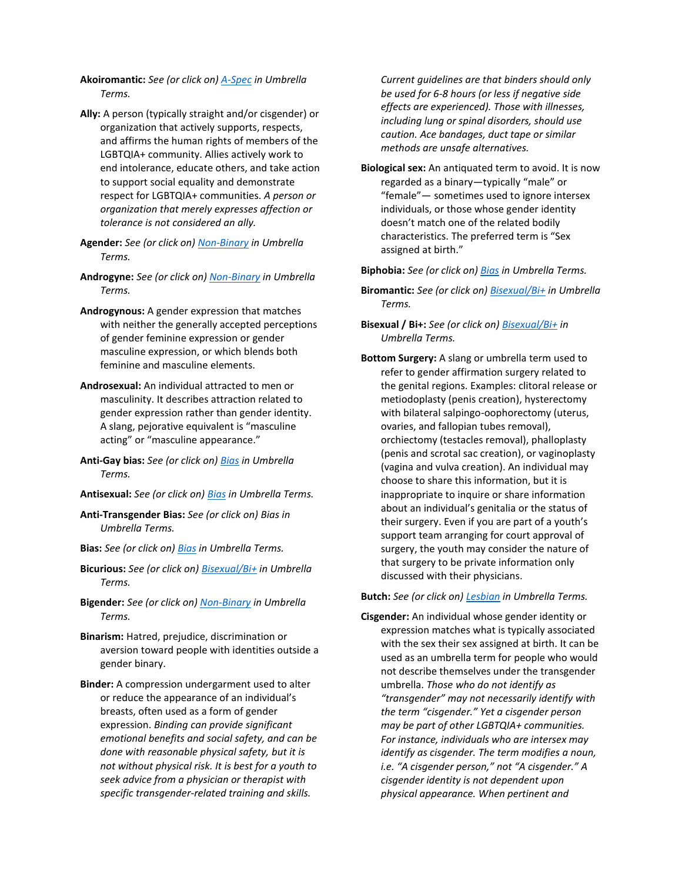**Akoiromantic:** *See (or click on) A-Spec in Umbrella Terms.*

**Ally:** A person (typically straight and/or cisgender) or organization that actively supports, respects, and affirms the human rights of members of the LGBTQIA+ community. Allies actively work to end intolerance, educate others, and take action to support social equality and demonstrate respect for LGBTQIA+ communities. *A person or organization that merely expresses affection or tolerance is not considered an ally.*

**Agender:** *See (or click on) Non-Binary in Umbrella Terms.*

**Androgyne:** *See (or click on) Non-Binary in Umbrella Terms.*

**Androgynous:** A gender expression that matches with neither the generally accepted perceptions of gender feminine expression or gender masculine expression, or which blends both feminine and masculine elements.

**Androsexual:** An individual attracted to men or masculinity. It describes attraction related to gender expression rather than gender identity. A slang, pejorative equivalent is "masculine acting" or "masculine appearance."

**Anti-Gay bias:** *See (or click on) Bias in Umbrella Terms.*

**Antisexual:** *See (or click on) Bias in Umbrella Terms.*

**Anti-Transgender Bias:** *See (or click on) Bias in Umbrella Terms.*

**Bias:** *See (or click on) Bias in Umbrella Terms.*

**Bicurious:** *See (or click on) Bisexual/Bi+ in Umbrella Terms.*

**Bigender:** *See (or click on) Non-Binary in Umbrella Terms.*

**Binarism:** Hatred, prejudice, discrimination or aversion toward people with identities outside a gender binary.

**Binder:** A compression undergarment used to alter or reduce the appearance of an individual's breasts, often used as a form of gender expression. *Binding can provide significant emotional benefits and social safety, and can be done with reasonable physical safety, but it is not without physical risk. It is best for a youth to seek advice from a physician or therapist with specific transgender-related training and skills. Current guidelines are that binders should only be used for 6-8 hours (or less if negative side effects are experienced). Those with illnesses, including lung or spinal disorders, should use caution. Ace bandages, duct tape or similar methods are unsafe alternatives.*

**Biological sex:** An antiquated term to avoid. It is now regarded as a binary—typically "male" or "female"— sometimes used to ignore intersex individuals, or those whose gender identity doesn't match one of the related bodily characteristics. The preferred term is "Sex assigned at birth."

**Biphobia:** *See (or click on) Bias in Umbrella Terms.*

**Biromantic:** *See (or click on) Bisexual/Bi+ in Umbrella Terms.*

**Bisexual / Bi+:** *See (or click on) Bisexual/Bi+ in Umbrella Terms.*

**Bottom Surgery:** A slang or umbrella term used to refer to gender affirmation surgery related to the genital regions. Examples: clitoral release or metiodoplasty (penis creation), hysterectomy with bilateral salpingo-oophorectomy (uterus, ovaries, and fallopian tubes removal), orchiectomy (testacles removal), phalloplasty (penis and scrotal sac creation), or vaginoplasty (vagina and vulva creation). An individual may choose to share this information, but it is inappropriate to inquire or share information about an individual's genitalia or the status of their surgery. Even if you are part of a youth's support team arranging for court approval of surgery, the youth may consider the nature of that surgery to be private information only discussed with their physicians.

**Butch:** *See (or click on) Lesbian in Umbrella Terms.*

**Cisgender:** An individual whose gender identity or expression matches what is typically associated with the sex their sex assigned at birth. It can be used as an umbrella term for people who would not describe themselves under the transgender umbrella. *Those who do not identify as "transgender" may not necessarily identify with the term "cisgender." Yet a cisgender person may be part of other LGBTQIA+ communities. For instance, individuals who are intersex may identify as cisgender. The term modifies a noun, i.e. "A cisgender person," not "A cisgender." A cisgender identity is not dependent upon physical appearance. When pertinent and*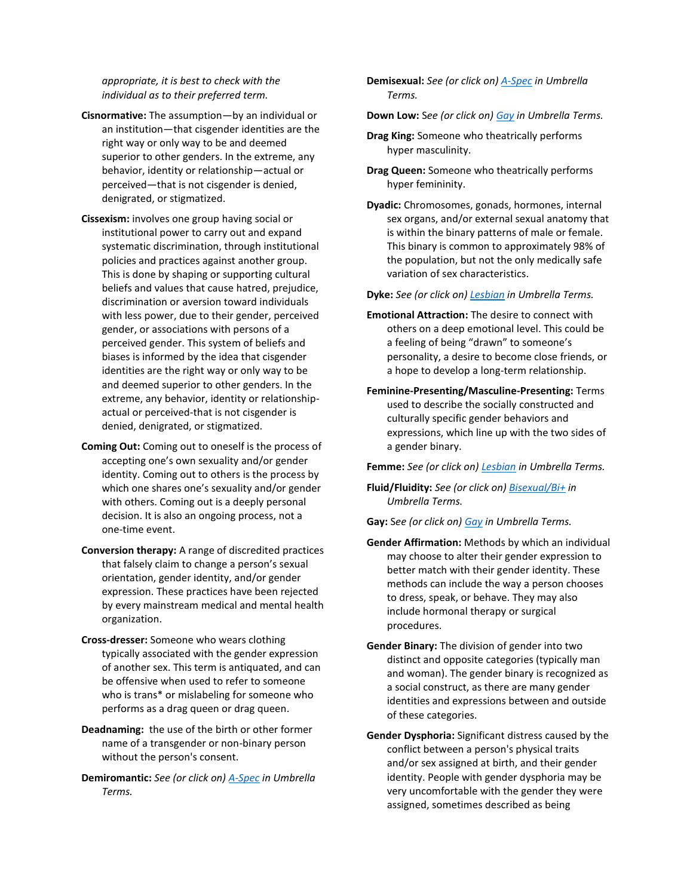*appropriate, it is best to check with the individual as to their preferred term.*

**Cisnormative:** The assumption—by an individual or an institution—that cisgender identities are the right way or only way to be and deemed superior to other genders. In the extreme, any behavior, identity or relationship—actual or perceived—that is not cisgender is denied, denigrated, or stigmatized.

**Cissexism:** involves one group having social or institutional power to carry out and expand systematic discrimination, through institutional policies and practices against another group. This is done by shaping or supporting cultural beliefs and values that cause hatred, prejudice, discrimination or aversion toward individuals with less power, due to their gender, perceived gender, or associations with persons of a perceived gender. This system of beliefs and biases is informed by the idea that cisgender identities are the right way or only way to be and deemed superior to other genders. In the extreme, any behavior, identity or relationship-actual or perceived-that is not cisgender is denied, denigrated, or stigmatized.

**Coming Out:** Coming out to oneself is the process of accepting one's own sexuality and/or gender identity. Coming out to others is the process by which one shares one's sexuality and/or gender with others. Coming out is a deeply personal decision. It is also an ongoing process, not a one-time event.

**Conversion therapy:** A range of discredited practices that falsely claim to change a person's sexual orientation, gender identity, and/or gender expression. These practices have been rejected by every mainstream medical and mental health organization.

**Cross-dresser:** Someone who wears clothing typically associated with the gender expression of another sex. This term is antiquated, and can be offensive when used to refer to someone who is trans* or mislabeling for someone who performs as a drag queen or drag queen.

**Deadnaming:** the use of the birth or other former name of a transgender or non-binary person without the person's consent.

**Demiromantic:** *See (or click on) A-Spec in Umbrella Terms.*

**Demisexual:** *See (or click on) A-Spec in Umbrella Terms.*

**Down Low:** See *(or click on) Gay in Umbrella Terms.*

**Drag King:** Someone who theatrically performs hyper masculinity.

**Drag Queen:** Someone who theatrically performs hyper femininity.

**Dyadic:** Chromosomes, gonads, hormones, internal sex organs, and/or external sexual anatomy that is within the binary patterns of male or female. This binary is common to approximately 98% of the population, but not the only medically safe variation of sex characteristics.

**Dyke:** *See (or click on) Lesbian in Umbrella Terms.*

**Emotional Attraction:** The desire to connect with others on a deep emotional level. This could be a feeling of being "drawn" to someone's personality, a desire to become close friends, or a hope to develop a long-term relationship.

**Feminine-Presenting/Masculine-Presenting:** Terms used to describe the socially constructed and culturally specific gender behaviors and expressions, which line up with the two sides of a gender binary.

**Femme:** *See (or click on) Lesbian in Umbrella Terms.*

**Fluid/Fluidity:** *See (or click on) Bisexual/Bi+ in Umbrella Terms.*

**Gay:** See *(or click on) Gay in Umbrella Terms.*

**Gender Affirmation:** Methods by which an individual may choose to alter their gender expression to better match with their gender identity. These methods can include the way a person chooses to dress, speak, or behave. They may also include hormonal therapy or surgical procedures.

**Gender Binary:** The division of gender into two distinct and opposite categories (typically man and woman). The gender binary is recognized as a social construct, as there are many gender identities and expressions between and outside of these categories.

**Gender Dysphoria:** Significant distress caused by the conflict between a person's physical traits and/or sex assigned at birth, and their gender identity. People with gender dysphoria may be very uncomfortable with the gender they were assigned, sometimes described as being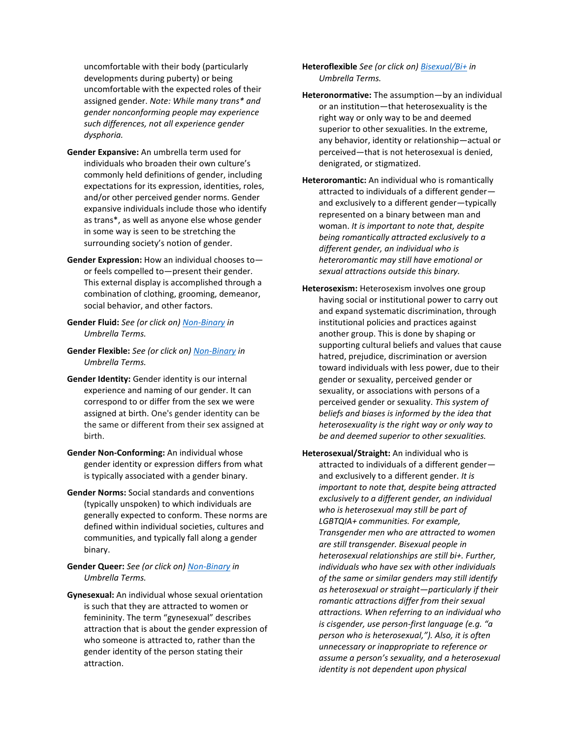uncomfortable with their body (particularly developments during puberty) or being uncomfortable with the expected roles of their assigned gender. *Note: While many trans* and gender nonconforming people may experience such differences, not all experience gender dysphoria.*

**Gender Expansive:** An umbrella term used for individuals who broaden their own culture's commonly held definitions of gender, including expectations for its expression, identities, roles, and/or other perceived gender norms. Gender expansive individuals include those who identify as trans*, as well as anyone else whose gender in some way is seen to be stretching the surrounding society's notion of gender.

**Gender Expression:** How an individual chooses to—or feels compelled to—present their gender. This external display is accomplished through a combination of clothing, grooming, demeanor, social behavior, and other factors.

**Gender Fluid:** *See (or click on) [Non-Binary](#) in Umbrella Terms.*

**Gender Flexible:** *See (or click on) [Non-Binary](#) in Umbrella Terms.*

**Gender Identity:** Gender identity is our internal experience and naming of our gender. It can correspond to or differ from the sex we were assigned at birth. One's gender identity can be the same or different from their sex assigned at birth.

**Gender Non-Conforming:** An individual whose gender identity or expression differs from what is typically associated with a gender binary.

**Gender Norms:** Social standards and conventions (typically unspoken) to which individuals are generally expected to conform. These norms are defined within individual societies, cultures and communities, and typically fall along a gender binary.

**Gender Queer:** *See (or click on) [Non-Binary](#) in Umbrella Terms.*

**Gynesexual:** An individual whose sexual orientation is such that they are attracted to women or femininity. The term "gynesexual" describes attraction that is about the gender expression of who someone is attracted to, rather than the gender identity of the person stating their attraction.

**Heteroflexible** *See (or click on) [Bisexual/Bi+](#) in Umbrella Terms.*

**Heteronormative:** The assumption—by an individual or an institution—that heterosexuality is the right way or only way to be and deemed superior to other sexualities. In the extreme, any behavior, identity or relationship—actual or perceived—that is not heterosexual is denied, denigrated, or stigmatized.

**Heteroromantic:** An individual who is romantically attracted to individuals of a different gender—and exclusively to a different gender—typically represented on a binary between man and woman. *It is important to note that, despite being romantically attracted exclusively to a different gender, an individual who is heteroromantic may still have emotional or sexual attractions outside this binary.*

**Heterosexism:** Heterosexism involves one group having social or institutional power to carry out and expand systematic discrimination, through institutional policies and practices against another group. This is done by shaping or supporting cultural beliefs and values that cause hatred, prejudice, discrimination or aversion toward individuals with less power, due to their gender or sexuality, perceived gender or sexuality, or associations with persons of a perceived gender or sexuality. *This system of beliefs and biases is informed by the idea that heterosexuality is the right way or only way to be and deemed superior to other sexualities.*

**Heterosexual/Straight:** An individual who is attracted to individuals of a different gender—and exclusively to a different gender. *It is important to note that, despite being attracted exclusively to a different gender, an individual who is heterosexual may still be part of LGBTQIA+ communities. For example, Transgender men who are attracted to women are still transgender. Bisexual people in heterosexual relationships are still bi+. Further, individuals who have sex with other individuals of the same or similar genders may still identify as heterosexual or straight—particularly if their romantic attractions differ from their sexual attractions. When referring to an individual who is cisgender, use person-first language (e.g. "a person who is heterosexual,"). Also, it is often unnecessary or inappropriate to reference or assume a person's sexuality, and a heterosexual identity is not dependent upon physical*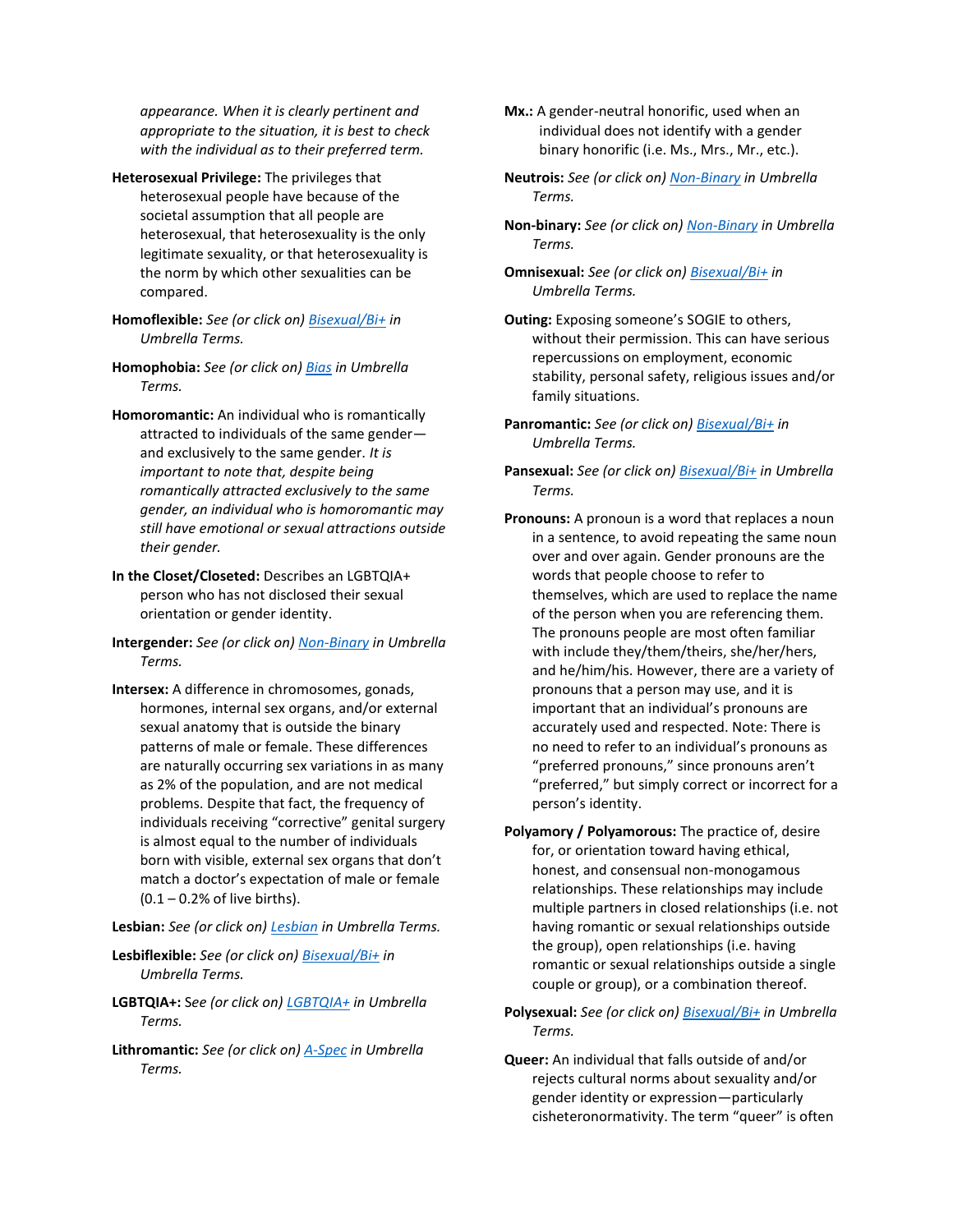*appearance. When it is clearly pertinent and appropriate to the situation, it is best to check with the individual as to their preferred term.*

**Heterosexual Privilege:** The privileges that heterosexual people have because of the societal assumption that all people are heterosexual, that heterosexuality is the only legitimate sexuality, or that heterosexuality is the norm by which other sexualities can be compared.

**Homoflexible:** *See (or click on)* Bisexual/Bi+ *in Umbrella Terms.*

**Homophobia:** *See (or click on)* Bias *in Umbrella Terms.*

**Homoromantic:** An individual who is romantically attracted to individuals of the same gender—and exclusively to the same gender. *It is important to note that, despite being romantically attracted exclusively to the same gender, an individual who is homoromantic may still have emotional or sexual attractions outside their gender.*

**In the Closet/Closeted:** Describes an LGBTQIA+ person who has not disclosed their sexual orientation or gender identity.

**Intergender:** *See (or click on)* Non-Binary *in Umbrella Terms.*

**Intersex:** A difference in chromosomes, gonads, hormones, internal sex organs, and/or external sexual anatomy that is outside the binary patterns of male or female. These differences are naturally occurring sex variations in as many as 2% of the population, and are not medical problems. Despite that fact, the frequency of individuals receiving "corrective" genital surgery is almost equal to the number of individuals born with visible, external sex organs that don't match a doctor's expectation of male or female (0.1 – 0.2% of live births).

**Lesbian:** *See (or click on)* Lesbian *in Umbrella Terms.*

**Lesbiflexible:** *See (or click on)* Bisexual/Bi+ *in Umbrella Terms.*

**LGBTQIA+:** See *(or click on)* LGBTQIA+ *in Umbrella Terms.*

**Lithromantic:** *See (or click on)* A-Spec *in Umbrella Terms.*

**Mx.:** A gender-neutral honorific, used when an individual does not identify with a gender binary honorific (i.e. Ms., Mrs., Mr., etc.).

**Neutrois:** *See (or click on)* Non-Binary *in Umbrella Terms.*

**Non-binary:** *See (or click on)* Non-Binary *in Umbrella Terms.*

**Omnisexual:** *See (or click on)* Bisexual/Bi+ *in Umbrella Terms.*

**Outing:** Exposing someone's SOGIE to others, without their permission. This can have serious repercussions on employment, economic stability, personal safety, religious issues and/or family situations.

**Panromantic:** *See (or click on)* Bisexual/Bi+ *in Umbrella Terms.*

**Pansexual:** *See (or click on)* Bisexual/Bi+ *in Umbrella Terms.*

**Pronouns:** A pronoun is a word that replaces a noun in a sentence, to avoid repeating the same noun over and over again. Gender pronouns are the words that people choose to refer to themselves, which are used to replace the name of the person when you are referencing them. The pronouns people are most often familiar with include they/them/theirs, she/her/hers, and he/him/his. However, there are a variety of pronouns that a person may use, and it is important that an individual's pronouns are accurately used and respected. Note: There is no need to refer to an individual's pronouns as "preferred pronouns," since pronouns aren't "preferred," but simply correct or incorrect for a person's identity.

**Polyamory / Polyamorous:** The practice of, desire for, or orientation toward having ethical, honest, and consensual non-monogamous relationships. These relationships may include multiple partners in closed relationships (i.e. not having romantic or sexual relationships outside the group), open relationships (i.e. having romantic or sexual relationships outside a single couple or group), or a combination thereof.

**Polysexual:** *See (or click on)* Bisexual/Bi+ *in Umbrella Terms.*

**Queer:** An individual that falls outside of and/or rejects cultural norms about sexuality and/or gender identity or expression—particularly cisheteronormativity. The term "queer" is often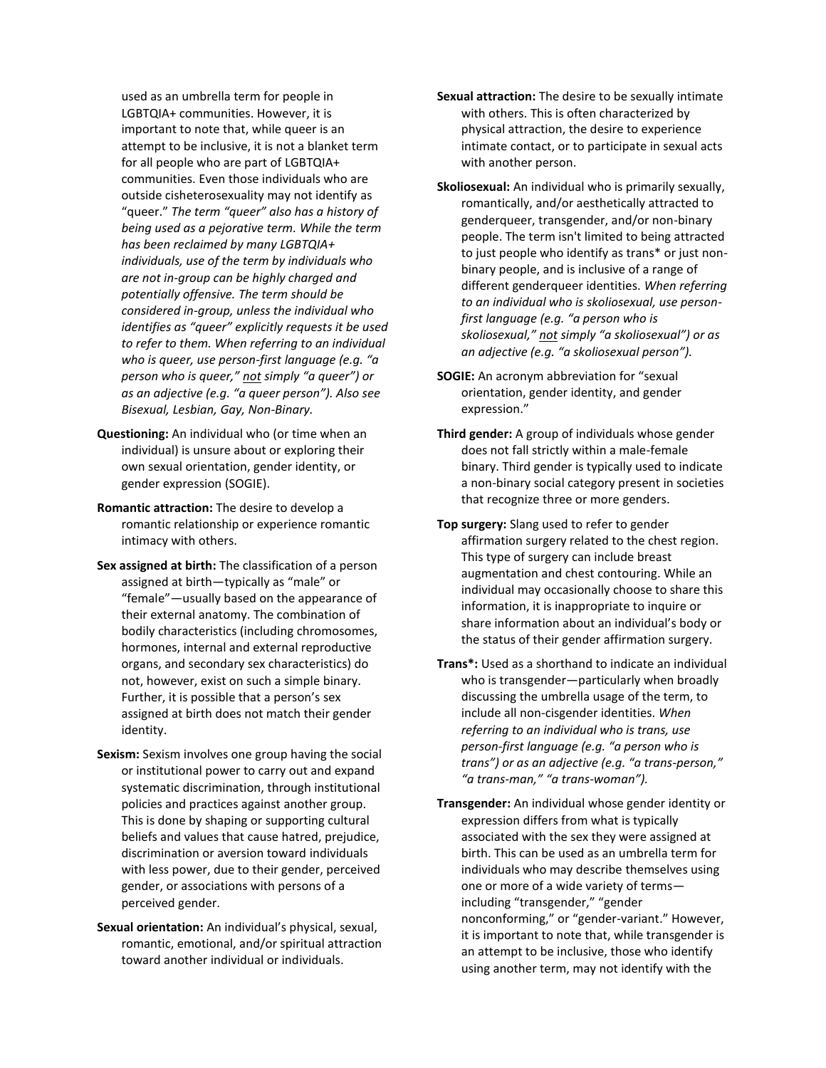used as an umbrella term for people in LGBTQIA+ communities. However, it is important to note that, while queer is an attempt to be inclusive, it is not a blanket term for all people who are part of LGBTQIA+ communities. Even those individuals who are outside cisheterosexuality may not identify as "queer." *The term "queer" also has a history of being used as a pejorative term. While the term has been reclaimed by many LGBTQIA+ individuals, use of the term by individuals who are not in-group can be highly charged and potentially offensive. The term should be considered in-group, unless the individual who identifies as "queer" explicitly requests it be used to refer to them. When referring to an individual who is queer, use person-first language (e.g. "a person who is queer," <u>not</u> simply "a queer") or as an adjective (e.g. "a queer person"). Also see Bisexual, Lesbian, Gay, Non-Binary.*

**Questioning:** An individual who (or time when an individual) is unsure about or exploring their own sexual orientation, gender identity, or gender expression (SOGIE).

**Romantic attraction:** The desire to develop a romantic relationship or experience romantic intimacy with others.

**Sex assigned at birth:** The classification of a person assigned at birth—typically as "male" or "female"—usually based on the appearance of their external anatomy. The combination of bodily characteristics (including chromosomes, hormones, internal and external reproductive organs, and secondary sex characteristics) do not, however, exist on such a simple binary. Further, it is possible that a person's sex assigned at birth does not match their gender identity.

**Sexism:** Sexism involves one group having the social or institutional power to carry out and expand systematic discrimination, through institutional policies and practices against another group. This is done by shaping or supporting cultural beliefs and values that cause hatred, prejudice, discrimination or aversion toward individuals with less power, due to their gender, perceived gender, or associations with persons of a perceived gender.

**Sexual orientation:** An individual's physical, sexual, romantic, emotional, and/or spiritual attraction toward another individual or individuals.

**Sexual attraction:** The desire to be sexually intimate with others. This is often characterized by physical attraction, the desire to experience intimate contact, or to participate in sexual acts with another person.

**Skoliosexual:** An individual who is primarily sexually, romantically, and/or aesthetically attracted to genderqueer, transgender, and/or non-binary people. The term isn't limited to being attracted to just people who identify as trans* or just non-binary people, and is inclusive of a range of different genderqueer identities. *When referring to an individual who is skoliosexual, use person-first language (e.g. "a person who is skoliosexual," <u>not</u> simply "a skoliosexual") or as an adjective (e.g. "a skoliosexual person").*

**SOGIE:** An acronym abbreviation for "sexual orientation, gender identity, and gender expression."

**Third gender:** A group of individuals whose gender does not fall strictly within a male-female binary. Third gender is typically used to indicate a non-binary social category present in societies that recognize three or more genders.

**Top surgery:** Slang used to refer to gender affirmation surgery related to the chest region. This type of surgery can include breast augmentation and chest contouring. While an individual may occasionally choose to share this information, it is inappropriate to inquire or share information about an individual's body or the status of their gender affirmation surgery.

**Trans*:** Used as a shorthand to indicate an individual who is transgender—particularly when broadly discussing the umbrella usage of the term, to include all non-cisgender identities. *When referring to an individual who is trans, use person-first language (e.g. "a person who is trans") or as an adjective (e.g. "a trans-person," "a trans-man," "a trans-woman").*

**Transgender:** An individual whose gender identity or expression differs from what is typically associated with the sex they were assigned at birth. This can be used as an umbrella term for individuals who may describe themselves using one or more of a wide variety of terms—including "transgender," "gender nonconforming," or "gender-variant." However, it is important to note that, while transgender is an attempt to be inclusive, those who identify using another term, may not identify with the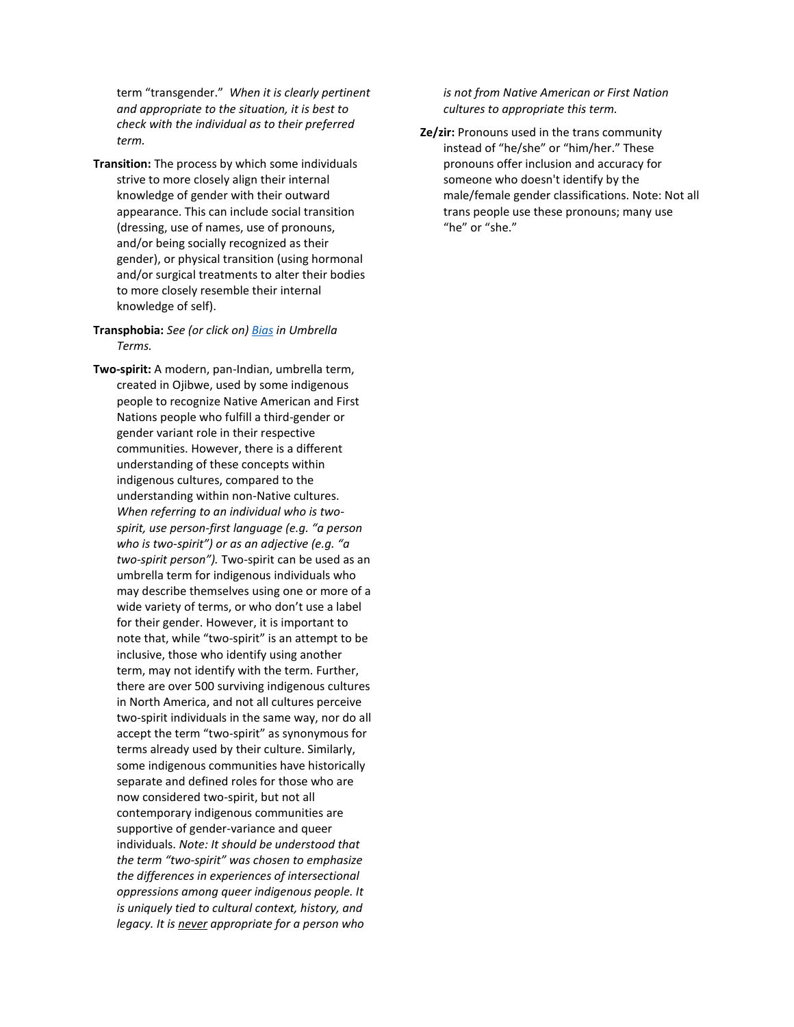term "transgender." *When it is clearly pertinent and appropriate to the situation, it is best to check with the individual as to their preferred term.*

**Transition:** The process by which some individuals strive to more closely align their internal knowledge of gender with their outward appearance. This can include social transition (dressing, use of names, use of pronouns, and/or being socially recognized as their gender), or physical transition (using hormonal and/or surgical treatments to alter their bodies to more closely resemble their internal knowledge of self).

**Transphobia:** *See (or click on) Bias in Umbrella Terms.*

**Two-spirit:** A modern, pan-Indian, umbrella term, created in Ojibwe, used by some indigenous people to recognize Native American and First Nations people who fulfill a third-gender or gender variant role in their respective communities. However, there is a different understanding of these concepts within indigenous cultures, compared to the understanding within non-Native cultures. *When referring to an individual who is two-spirit, use person-first language (e.g. "a person who is two-spirit") or as an adjective (e.g. "a two-spirit person").* Two-spirit can be used as an umbrella term for indigenous individuals who may describe themselves using one or more of a wide variety of terms, or who don't use a label for their gender. However, it is important to note that, while "two-spirit" is an attempt to be inclusive, those who identify using another term, may not identify with the term. Further, there are over 500 surviving indigenous cultures in North America, and not all cultures perceive two-spirit individuals in the same way, nor do all accept the term "two-spirit" as synonymous for terms already used by their culture. Similarly, some indigenous communities have historically separate and defined roles for those who are now considered two-spirit, but not all contemporary indigenous communities are supportive of gender-variance and queer individuals. *Note: It should be understood that the term "two-spirit" was chosen to emphasize the differences in experiences of intersectional oppressions among queer indigenous people. It is uniquely tied to cultural context, history, and legacy. It is never appropriate for a person who is not from Native American or First Nation cultures to appropriate this term.*

**Ze/zir:** Pronouns used in the trans community instead of "he/she" or "him/her." These pronouns offer inclusion and accuracy for someone who doesn't identify by the male/female gender classifications. Note: Not all trans people use these pronouns; many use "he" or "she."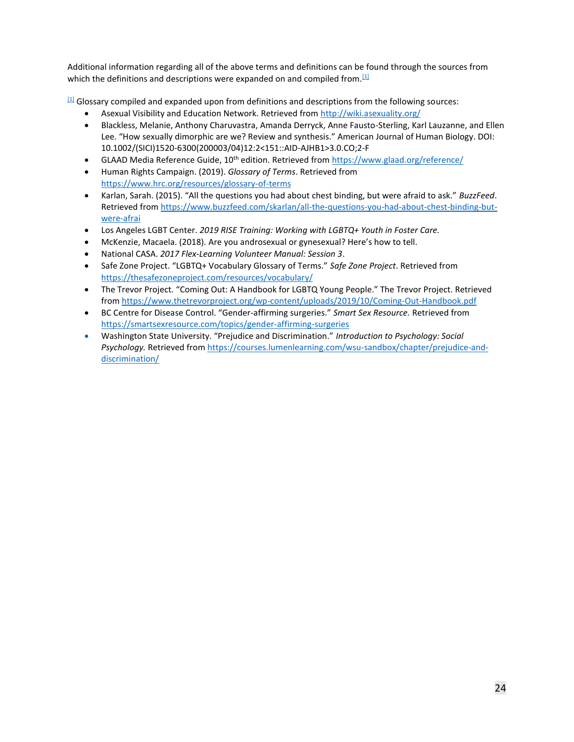Additional information regarding all of the above terms and definitions can be found through the sources from which the definitions and descriptions were expanded on and compiled from.[1]

[1] Glossary compiled and expanded upon from definitions and descriptions from the following sources:

- Asexual Visibility and Education Network. Retrieved from http://wiki.asexuality.org/
- Blackless, Melanie, Anthony Charuvastra, Amanda Derryck, Anne Fausto-Sterling, Karl Lauzanne, and Ellen Lee. "How sexually dimorphic are we? Review and synthesis." American Journal of Human Biology. DOI: 10.1002/(SICI)1520-6300(200003/04)12:2<151::AID-AJHB1>3.0.CO;2-F
- GLAAD Media Reference Guide, 10th edition. Retrieved from https://www.glaad.org/reference/
- Human Rights Campaign. (2019). *Glossary of Terms*. Retrieved from https://www.hrc.org/resources/glossary-of-terms
- Karlan, Sarah. (2015). "All the questions you had about chest binding, but were afraid to ask." *BuzzFeed*. Retrieved from https://www.buzzfeed.com/skarlan/all-the-questions-you-had-about-chest-binding-but-were-afrai
- Los Angeles LGBT Center. *2019 RISE Training: Working with LGBTQ+ Youth in Foster Care.*
- McKenzie, Macaela. (2018). Are you androsexual or gynesexual? Here's how to tell.
- National CASA. *2017 Flex-Learning Volunteer Manual: Session 3*.
- Safe Zone Project. "LGBTQ+ Vocabulary Glossary of Terms." *Safe Zone Project*. Retrieved from https://thesafezoneproject.com/resources/vocabulary/
- The Trevor Project. "Coming Out: A Handbook for LGBTQ Young People." The Trevor Project. Retrieved from https://www.thetrevorproject.org/wp-content/uploads/2019/10/Coming-Out-Handbook.pdf
- BC Centre for Disease Control. "Gender-affirming surgeries." *Smart Sex Resource.* Retrieved from https://smartsexresource.com/topics/gender-affirming-surgeries
- Washington State University. "Prejudice and Discrimination." *Introduction to Psychology: Social Psychology.* Retrieved from https://courses.lumenlearning.com/wsu-sandbox/chapter/prejudice-and-discrimination/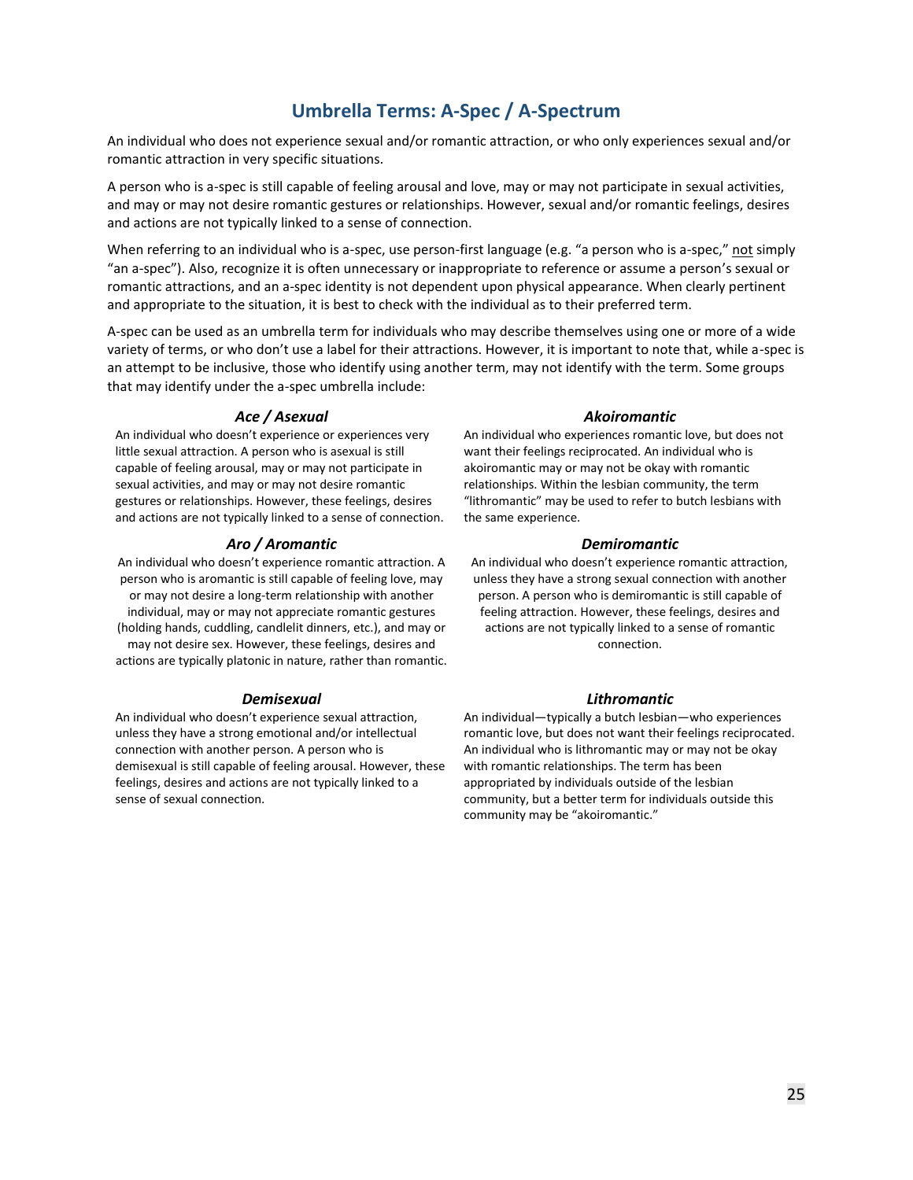## Umbrella Terms: A-Spec / A-Spectrum

An individual who does not experience sexual and/or romantic attraction, or who only experiences sexual and/or romantic attraction in very specific situations.

A person who is a-spec is still capable of feeling arousal and love, may or may not participate in sexual activities, and may or may not desire romantic gestures or relationships. However, sexual and/or romantic feelings, desires and actions are not typically linked to a sense of connection.

When referring to an individual who is a-spec, use person-first language (e.g. "a person who is a-spec," not simply "an a-spec"). Also, recognize it is often unnecessary or inappropriate to reference or assume a person's sexual or romantic attractions, and an a-spec identity is not dependent upon physical appearance. When clearly pertinent and appropriate to the situation, it is best to check with the individual as to their preferred term.

A-spec can be used as an umbrella term for individuals who may describe themselves using one or more of a wide variety of terms, or who don't use a label for their attractions. However, it is important to note that, while a-spec is an attempt to be inclusive, those who identify using another term, may not identify with the term. Some groups that may identify under the a-spec umbrella include:

### *Ace / Asexual*

An individual who doesn't experience or experiences very little sexual attraction. A person who is asexual is still capable of feeling arousal, may or may not participate in sexual activities, and may or may not desire romantic gestures or relationships. However, these feelings, desires and actions are not typically linked to a sense of connection.

### *Aro / Aromantic*

An individual who doesn't experience romantic attraction. A person who is aromantic is still capable of feeling love, may or may not desire a long-term relationship with another individual, may or may not appreciate romantic gestures (holding hands, cuddling, candlelit dinners, etc.), and may or may not desire sex. However, these feelings, desires and actions are typically platonic in nature, rather than romantic.

### *Demisexual*

An individual who doesn't experience sexual attraction, unless they have a strong emotional and/or intellectual connection with another person. A person who is demisexual is still capable of feeling arousal. However, these feelings, desires and actions are not typically linked to a sense of sexual connection.

### *Akoiromantic*

An individual who experiences romantic love, but does not want their feelings reciprocated. An individual who is akoiromantic may or may not be okay with romantic relationships. Within the lesbian community, the term "lithromantic" may be used to refer to butch lesbians with the same experience.

### *Demiromantic*

An individual who doesn't experience romantic attraction, unless they have a strong sexual connection with another person. A person who is demiromantic is still capable of feeling attraction. However, these feelings, desires and actions are not typically linked to a sense of romantic connection.

### *Lithromantic*

An individual—typically a butch lesbian—who experiences romantic love, but does not want their feelings reciprocated. An individual who is lithromantic may or may not be okay with romantic relationships. The term has been appropriated by individuals outside of the lesbian community, but a better term for individuals outside this community may be "akoiromantic."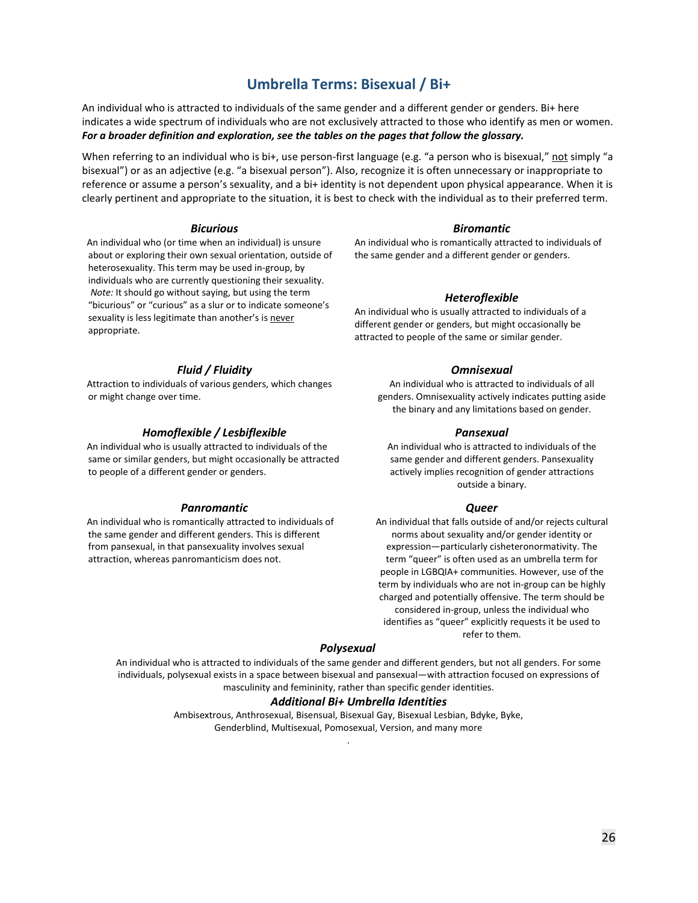## Umbrella Terms: Bisexual / Bi+

An individual who is attracted to individuals of the same gender and a different gender or genders. Bi+ here indicates a wide spectrum of individuals who are not exclusively attracted to those who identify as men or women. ***For a broader definition and exploration, see the tables on the pages that follow the glossary.***

When referring to an individual who is bi+, use person-first language (e.g. "a person who is bisexual," not simply "a bisexual") or as an adjective (e.g. "a bisexual person"). Also, recognize it is often unnecessary or inappropriate to reference or assume a person's sexuality, and a bi+ identity is not dependent upon physical appearance. When it is clearly pertinent and appropriate to the situation, it is best to check with the individual as to their preferred term.

### *Bicurious*

An individual who (or time when an individual) is unsure about or exploring their own sexual orientation, outside of heterosexuality. This term may be used in-group, by individuals who are currently questioning their sexuality. *Note:* It should go without saying, but using the term "bicurious" or "curious" as a slur or to indicate someone's sexuality is less legitimate than another's is never appropriate.

### *Fluid / Fluidity*

Attraction to individuals of various genders, which changes or might change over time.

### *Homoflexible / Lesbiflexible*

An individual who is usually attracted to individuals of the same or similar genders, but might occasionally be attracted to people of a different gender or genders.

### *Panromantic*

An individual who is romantically attracted to individuals of the same gender and different genders. This is different from pansexual, in that pansexuality involves sexual attraction, whereas panromanticism does not.

### *Biromantic*

An individual who is romantically attracted to individuals of the same gender and a different gender or genders.

### *Heteroflexible*

An individual who is usually attracted to individuals of a different gender or genders, but might occasionally be attracted to people of the same or similar gender.

### *Omnisexual*

An individual who is attracted to individuals of all genders. Omnisexuality actively indicates putting aside the binary and any limitations based on gender.

### *Pansexual*

An individual who is attracted to individuals of the same gender and different genders. Pansexuality actively implies recognition of gender attractions outside a binary.

### *Queer*

An individual that falls outside of and/or rejects cultural norms about sexuality and/or gender identity or expression—particularly cisheteronormativity. The term "queer" is often used as an umbrella term for people in LGBQIA+ communities. However, use of the term by individuals who are not in-group can be highly charged and potentially offensive. The term should be considered in-group, unless the individual who identifies as "queer" explicitly requests it be used to refer to them.

### *Polysexual*

An individual who is attracted to individuals of the same gender and different genders, but not all genders. For some individuals, polysexual exists in a space between bisexual and pansexual—with attraction focused on expressions of masculinity and femininity, rather than specific gender identities.

### *Additional Bi+ Umbrella Identities*

Ambisextrous, Anthrosexual, Bisensual, Bisexual Gay, Bisexual Lesbian, Bdyke, Byke, Genderblind, Multisexual, Pomosexual, Version, and many more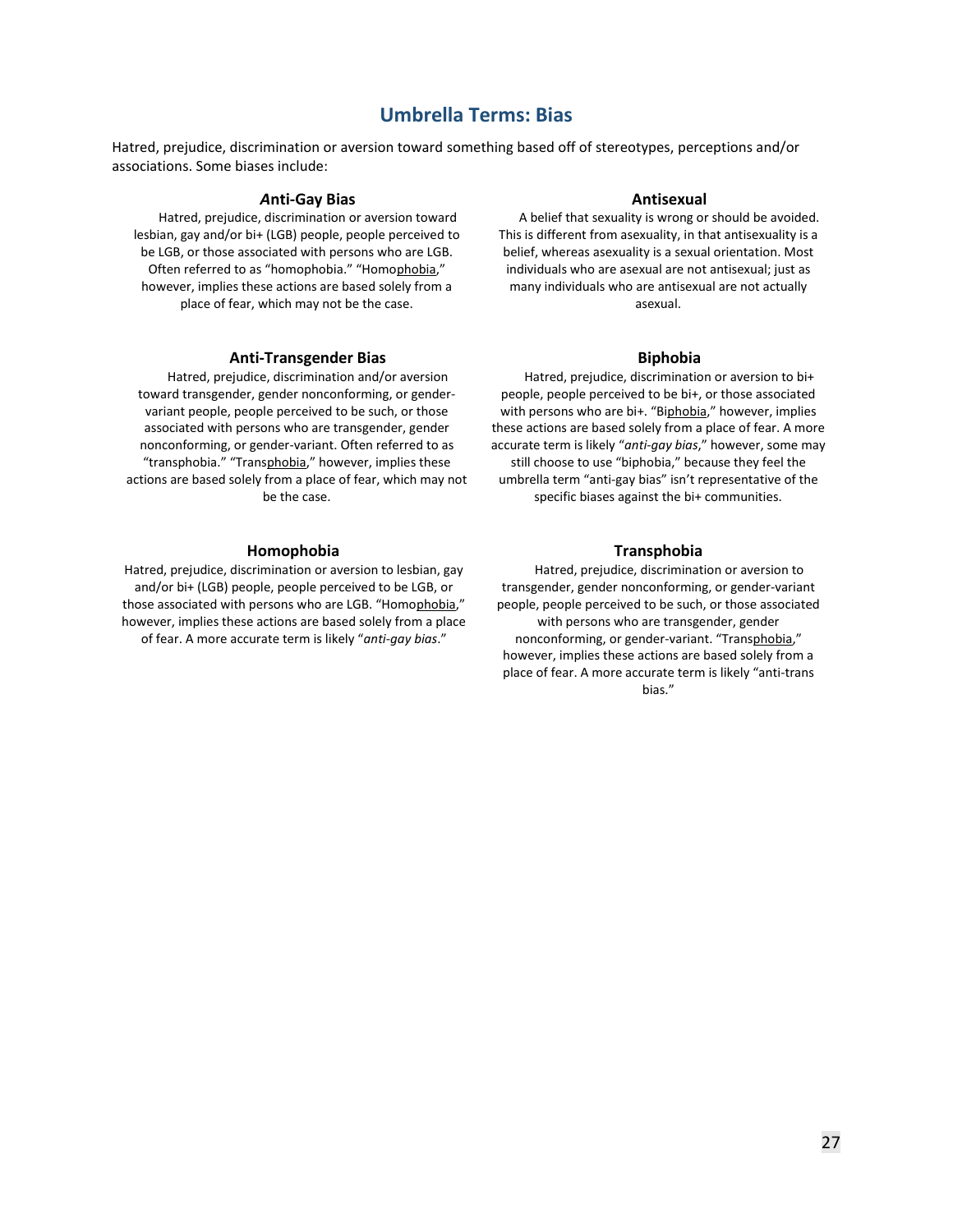## Umbrella Terms: Bias

Hatred, prejudice, discrimination or aversion toward something based off of stereotypes, perceptions and/or associations. Some biases include:

### *A*nti-Gay Bias

Hatred, prejudice, discrimination or aversion toward lesbian, gay and/or bi+ (LGB) people, people perceived to be LGB, or those associated with persons who are LGB. Often referred to as "homophobia." "Homo<u>phobia</u>," however, implies these actions are based solely from a place of fear, which may not be the case.

### Antisexual

A belief that sexuality is wrong or should be avoided. This is different from asexuality, in that antisexuality is a belief, whereas asexuality is a sexual orientation. Most individuals who are asexual are not antisexual; just as many individuals who are antisexual are not actually asexual.

### Anti-Transgender Bias

Hatred, prejudice, discrimination and/or aversion toward transgender, gender nonconforming, or gender-variant people, people perceived to be such, or those associated with persons who are transgender, gender nonconforming, or gender-variant. Often referred to as "transphobia." "Trans<u>phobia</u>," however, implies these actions are based solely from a place of fear, which may not be the case.

### Biphobia

Hatred, prejudice, discrimination or aversion to bi+ people, people perceived to be bi+, or those associated with persons who are bi+. "Bi<u>phobia</u>," however, implies these actions are based solely from a place of fear. A more accurate term is likely "*anti-gay bias*," however, some may still choose to use "biphobia," because they feel the umbrella term "anti-gay bias" isn't representative of the specific biases against the bi+ communities.

### Homophobia

Hatred, prejudice, discrimination or aversion to lesbian, gay and/or bi+ (LGB) people, people perceived to be LGB, or those associated with persons who are LGB. "Homo<u>phobia</u>," however, implies these actions are based solely from a place of fear. A more accurate term is likely "*anti-gay bias*."

### Transphobia

Hatred, prejudice, discrimination or aversion to transgender, gender nonconforming, or gender-variant people, people perceived to be such, or those associated with persons who are transgender, gender nonconforming, or gender-variant. "Trans<u>phobia</u>," however, implies these actions are based solely from a place of fear. A more accurate term is likely "anti-trans bias."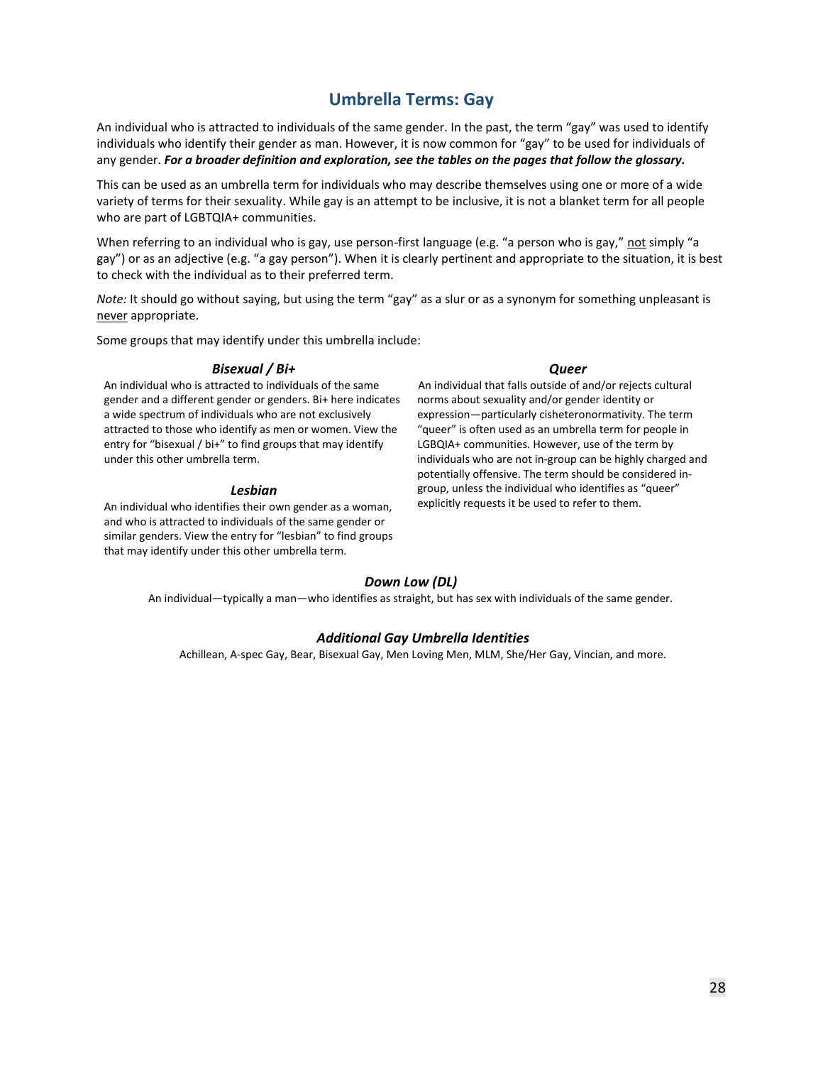## Umbrella Terms: Gay

An individual who is attracted to individuals of the same gender. In the past, the term "gay" was used to identify individuals who identify their gender as man. However, it is now common for "gay" to be used for individuals of any gender. ***For a broader definition and exploration, see the tables on the pages that follow the glossary.***

This can be used as an umbrella term for individuals who may describe themselves using one or more of a wide variety of terms for their sexuality. While gay is an attempt to be inclusive, it is not a blanket term for all people who are part of LGBTQIA+ communities.

When referring to an individual who is gay, use person-first language (e.g. "a person who is gay," not simply "a gay") or as an adjective (e.g. "a gay person"). When it is clearly pertinent and appropriate to the situation, it is best to check with the individual as to their preferred term.

*Note:* It should go without saying, but using the term "gay" as a slur or as a synonym for something unpleasant is never appropriate.

Some groups that may identify under this umbrella include:

### *Bisexual / Bi+*

An individual who is attracted to individuals of the same gender and a different gender or genders. Bi+ here indicates a wide spectrum of individuals who are not exclusively attracted to those who identify as men or women. View the entry for "bisexual / bi+" to find groups that may identify under this other umbrella term.

### *Lesbian*

An individual who identifies their own gender as a woman, and who is attracted to individuals of the same gender or similar genders. View the entry for "lesbian" to find groups that may identify under this other umbrella term.

### *Queer*

An individual that falls outside of and/or rejects cultural norms about sexuality and/or gender identity or expression—particularly cisheteronormativity. The term "queer" is often used as an umbrella term for people in LGBQIA+ communities. However, use of the term by individuals who are not in-group can be highly charged and potentially offensive. The term should be considered in-group, unless the individual who identifies as "queer" explicitly requests it be used to refer to them.

### *Down Low (DL)*

An individual—typically a man—who identifies as straight, but has sex with individuals of the same gender.

### *Additional Gay Umbrella Identities*

Achillean, A-spec Gay, Bear, Bisexual Gay, Men Loving Men, MLM, She/Her Gay, Vincian, and more.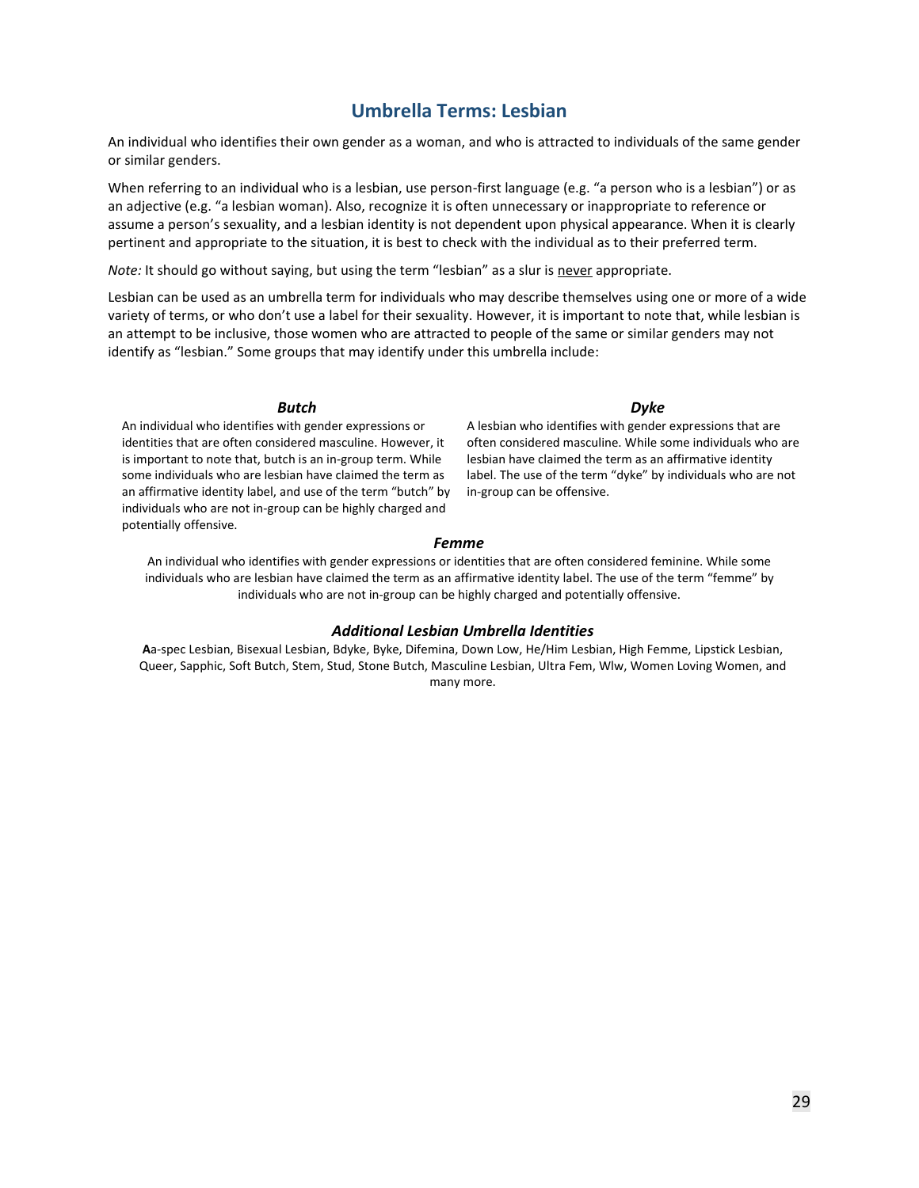## Umbrella Terms: Lesbian

An individual who identifies their own gender as a woman, and who is attracted to individuals of the same gender or similar genders.

When referring to an individual who is a lesbian, use person-first language (e.g. "a person who is a lesbian") or as an adjective (e.g. "a lesbian woman). Also, recognize it is often unnecessary or inappropriate to reference or assume a person's sexuality, and a lesbian identity is not dependent upon physical appearance. When it is clearly pertinent and appropriate to the situation, it is best to check with the individual as to their preferred term.

*Note:* It should go without saying, but using the term "lesbian" as a slur is <u>never</u> appropriate.

Lesbian can be used as an umbrella term for individuals who may describe themselves using one or more of a wide variety of terms, or who don't use a label for their sexuality. However, it is important to note that, while lesbian is an attempt to be inclusive, those women who are attracted to people of the same or similar genders may not identify as "lesbian." Some groups that may identify under this umbrella include:

### ***Butch***

An individual who identifies with gender expressions or identities that are often considered masculine. However, it is important to note that, butch is an in-group term. While some individuals who are lesbian have claimed the term as an affirmative identity label, and use of the term "butch" by individuals who are not in-group can be highly charged and potentially offensive.

### ***Dyke***

A lesbian who identifies with gender expressions that are often considered masculine. While some individuals who are lesbian have claimed the term as an affirmative identity label. The use of the term "dyke" by individuals who are not in-group can be offensive.

### ***Femme***

An individual who identifies with gender expressions or identities that are often considered feminine. While some individuals who are lesbian have claimed the term as an affirmative identity label. The use of the term "femme" by individuals who are not in-group can be highly charged and potentially offensive.

### ***Additional Lesbian Umbrella Identities***

**A**a-spec Lesbian, Bisexual Lesbian, Bdyke, Byke, Difemina, Down Low, He/Him Lesbian, High Femme, Lipstick Lesbian, Queer, Sapphic, Soft Butch, Stem, Stud, Stone Butch, Masculine Lesbian, Ultra Fem, Wlw, Women Loving Women, and many more.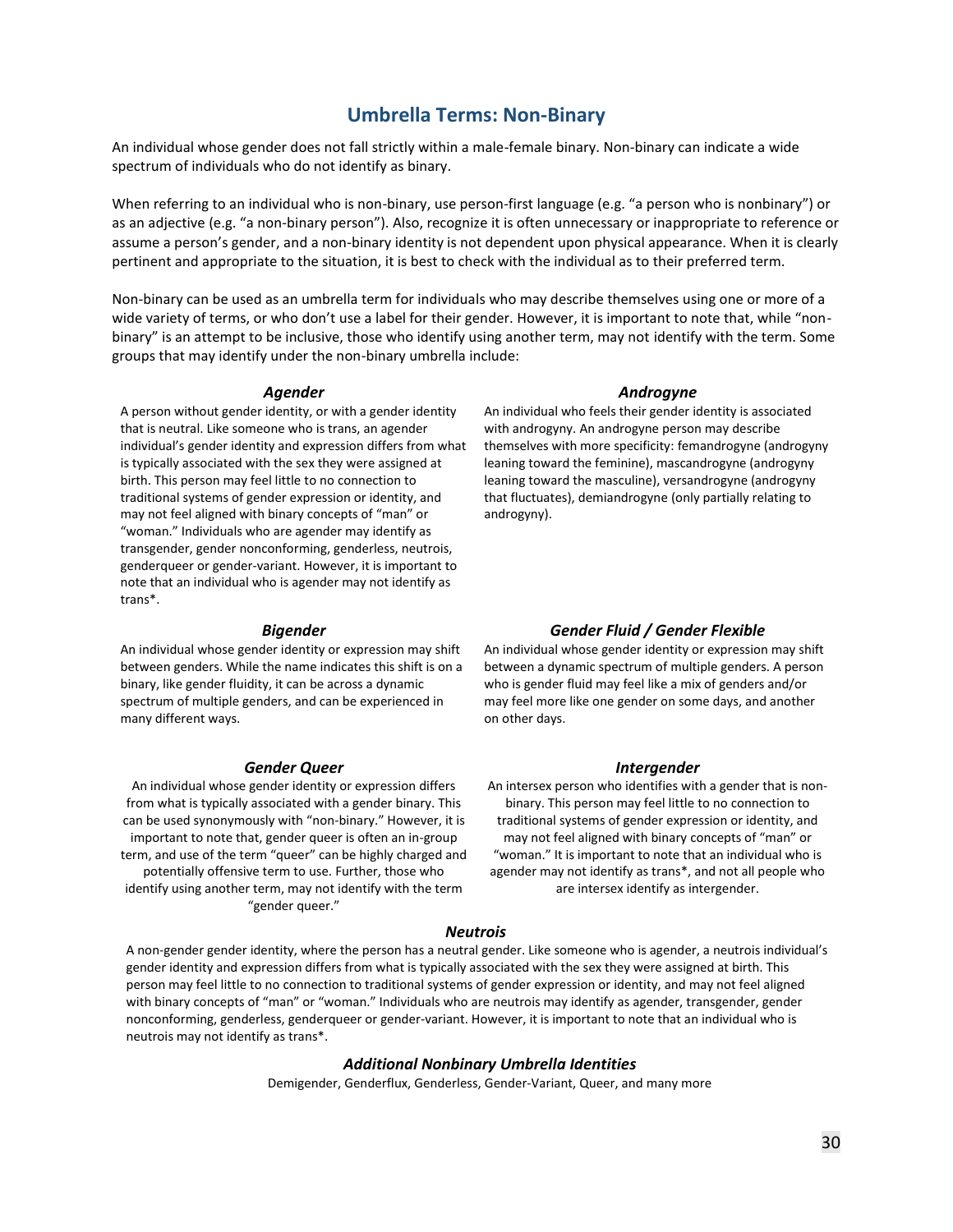## Umbrella Terms: Non-Binary

An individual whose gender does not fall strictly within a male-female binary. Non-binary can indicate a wide spectrum of individuals who do not identify as binary.

When referring to an individual who is non-binary, use person-first language (e.g. "a person who is nonbinary") or as an adjective (e.g. "a non-binary person"). Also, recognize it is often unnecessary or inappropriate to reference or assume a person's gender, and a non-binary identity is not dependent upon physical appearance. When it is clearly pertinent and appropriate to the situation, it is best to check with the individual as to their preferred term.

Non-binary can be used as an umbrella term for individuals who may describe themselves using one or more of a wide variety of terms, or who don't use a label for their gender. However, it is important to note that, while "non-binary" is an attempt to be inclusive, those who identify using another term, may not identify with the term. Some groups that may identify under the non-binary umbrella include:

### *Agender*

A person without gender identity, or with a gender identity that is neutral. Like someone who is trans, an agender individual's gender identity and expression differs from what is typically associated with the sex they were assigned at birth. This person may feel little to no connection to traditional systems of gender expression or identity, and may not feel aligned with binary concepts of "man" or "woman." Individuals who are agender may identify as transgender, gender nonconforming, genderless, neutrois, genderqueer or gender-variant. However, it is important to note that an individual who is agender may not identify as trans*.

### *Androgyne*

An individual who feels their gender identity is associated with androgyny. An androgyne person may describe themselves with more specificity: femandrogyne (androgyny leaning toward the feminine), mascandrogyne (androgyny leaning toward the masculine), versandrogyne (androgyny that fluctuates), demiandrogyne (only partially relating to androgyny).

### *Bigender*

An individual whose gender identity or expression may shift between genders. While the name indicates this shift is on a binary, like gender fluidity, it can be across a dynamic spectrum of multiple genders, and can be experienced in many different ways.

### *Gender Fluid / Gender Flexible*

An individual whose gender identity or expression may shift between a dynamic spectrum of multiple genders. A person who is gender fluid may feel like a mix of genders and/or may feel more like one gender on some days, and another on other days.

### *Gender Queer*

An individual whose gender identity or expression differs from what is typically associated with a gender binary. This can be used synonymously with "non-binary." However, it is important to note that, gender queer is often an in-group term, and use of the term "queer" can be highly charged and potentially offensive term to use. Further, those who identify using another term, may not identify with the term "gender queer."

### *Intergender*

An intersex person who identifies with a gender that is non-binary. This person may feel little to no connection to traditional systems of gender expression or identity, and may not feel aligned with binary concepts of "man" or "woman." It is important to note that an individual who is agender may not identify as trans*, and not all people who are intersex identify as intergender.

### *Neutrois*

A non-gender gender identity, where the person has a neutral gender. Like someone who is agender, a neutrois individual's gender identity and expression differs from what is typically associated with the sex they were assigned at birth. This person may feel little to no connection to traditional systems of gender expression or identity, and may not feel aligned with binary concepts of "man" or "woman." Individuals who are neutrois may identify as agender, transgender, gender nonconforming, genderless, genderqueer or gender-variant. However, it is important to note that an individual who is neutrois may not identify as trans*.

### *Additional Nonbinary Umbrella Identities*

Demigender, Genderflux, Genderless, Gender-Variant, Queer, and many more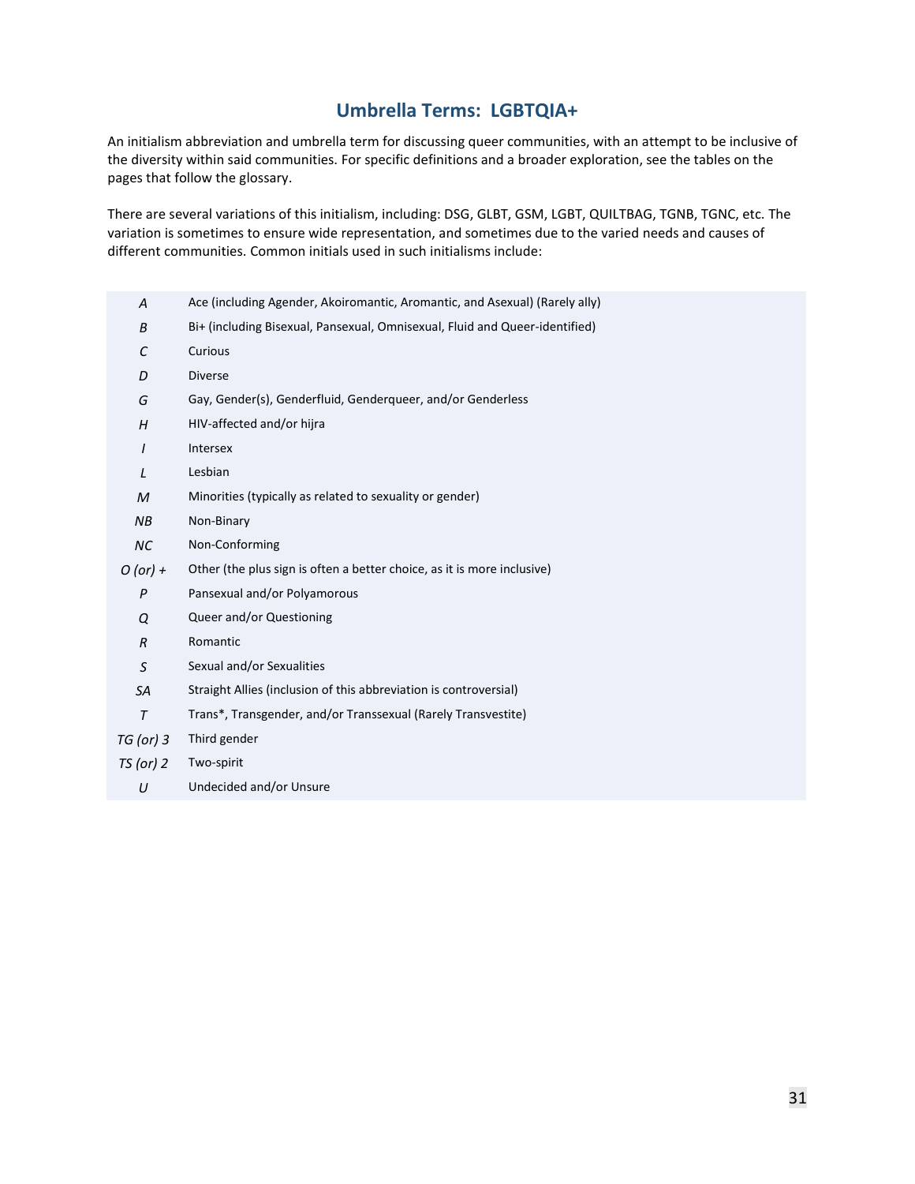## Umbrella Terms: LGBTQIA+

An initialism abbreviation and umbrella term for discussing queer communities, with an attempt to be inclusive of the diversity within said communities. For specific definitions and a broader exploration, see the tables on the pages that follow the glossary.

There are several variations of this initialism, including: DSG, GLBT, GSM, LGBT, QUILTBAG, TGNB, TGNC, etc. The variation is sometimes to ensure wide representation, and sometimes due to the varied needs and causes of different communities. Common initials used in such initialisms include:

| | |
|---|---|
| *A* | Ace (including Agender, Akoiromantic, Aromantic, and Asexual) (Rarely ally) |
| *B* | Bi+ (including Bisexual, Pansexual, Omnisexual, Fluid and Queer-identified) |
| *C* | Curious |
| *D* | Diverse |
| *G* | Gay, Gender(s), Genderfluid, Genderqueer, and/or Genderless |
| *H* | HIV-affected and/or hijra |
| *I* | Intersex |
| *L* | Lesbian |
| *M* | Minorities (typically as related to sexuality or gender) |
| *NB* | Non-Binary |
| *NC* | Non-Conforming |
| *O (or) +* | Other (the plus sign is often a better choice, as it is more inclusive) |
| *P* | Pansexual and/or Polyamorous |
| *Q* | Queer and/or Questioning |
| *R* | Romantic |
| *S* | Sexual and/or Sexualities |
| *SA* | Straight Allies (inclusion of this abbreviation is controversial) |
| *T* | Trans*, Transgender, and/or Transsexual (Rarely Transvestite) |
| *TG (or) 3* | Third gender |
| *TS (or) 2* | Two-spirit |
| *U* | Undecided and/or Unsure |